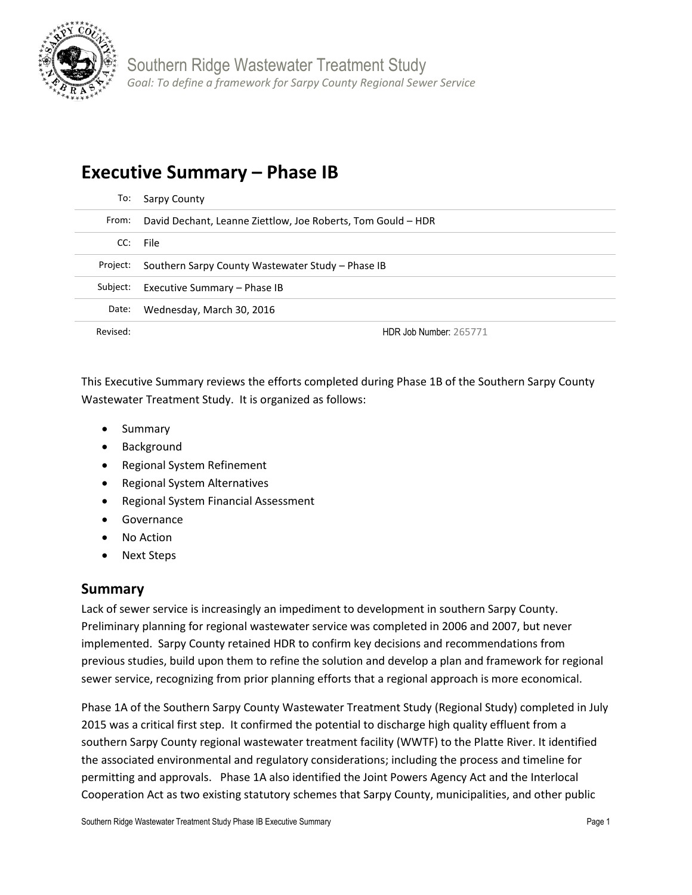Southern Ridge Wastewater Treatment Study

*Goal: To define a framework for Sarpy County Regional Sewer Service*

# Executive Summary – Phase IB

| | |
|---|---|
| To: | Sarpy County |
| From: | David Dechant, Leanne Ziettlow, Joe Roberts, Tom Gould – HDR |
| CC: | File |
| Project: | Southern Sarpy County Wastewater Study – Phase IB |
| Subject: | Executive Summary – Phase IB |
| Date: | Wednesday, March 30, 2016 |
| Revised: | HDR Job Number: 265771 |

This Executive Summary reviews the efforts completed during Phase 1B of the Southern Sarpy County Wastewater Treatment Study. It is organized as follows:

- Summary
- Background
- Regional System Refinement
- Regional System Alternatives
- Regional System Financial Assessment
- Governance
- No Action
- Next Steps

## Summary

Lack of sewer service is increasingly an impediment to development in southern Sarpy County. Preliminary planning for regional wastewater service was completed in 2006 and 2007, but never implemented. Sarpy County retained HDR to confirm key decisions and recommendations from previous studies, build upon them to refine the solution and develop a plan and framework for regional sewer service, recognizing from prior planning efforts that a regional approach is more economical.

Phase 1A of the Southern Sarpy County Wastewater Treatment Study (Regional Study) completed in July 2015 was a critical first step. It confirmed the potential to discharge high quality effluent from a southern Sarpy County regional wastewater treatment facility (WWTF) to the Platte River. It identified the associated environmental and regulatory considerations; including the process and timeline for permitting and approvals. Phase 1A also identified the Joint Powers Agency Act and the Interlocal Cooperation Act as two existing statutory schemes that Sarpy County, municipalities, and other public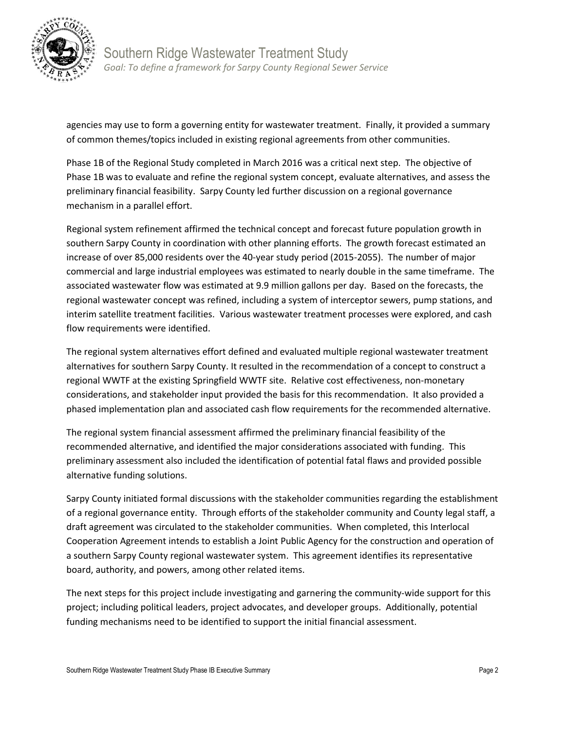agencies may use to form a governing entity for wastewater treatment. Finally, it provided a summary of common themes/topics included in existing regional agreements from other communities.

Phase 1B of the Regional Study completed in March 2016 was a critical next step. The objective of Phase 1B was to evaluate and refine the regional system concept, evaluate alternatives, and assess the preliminary financial feasibility. Sarpy County led further discussion on a regional governance mechanism in a parallel effort.

Regional system refinement affirmed the technical concept and forecast future population growth in southern Sarpy County in coordination with other planning efforts. The growth forecast estimated an increase of over 85,000 residents over the 40-year study period (2015-2055). The number of major commercial and large industrial employees was estimated to nearly double in the same timeframe. The associated wastewater flow was estimated at 9.9 million gallons per day. Based on the forecasts, the regional wastewater concept was refined, including a system of interceptor sewers, pump stations, and interim satellite treatment facilities. Various wastewater treatment processes were explored, and cash flow requirements were identified.

The regional system alternatives effort defined and evaluated multiple regional wastewater treatment alternatives for southern Sarpy County. It resulted in the recommendation of a concept to construct a regional WWTF at the existing Springfield WWTF site. Relative cost effectiveness, non-monetary considerations, and stakeholder input provided the basis for this recommendation. It also provided a phased implementation plan and associated cash flow requirements for the recommended alternative.

The regional system financial assessment affirmed the preliminary financial feasibility of the recommended alternative, and identified the major considerations associated with funding. This preliminary assessment also included the identification of potential fatal flaws and provided possible alternative funding solutions.

Sarpy County initiated formal discussions with the stakeholder communities regarding the establishment of a regional governance entity. Through efforts of the stakeholder community and County legal staff, a draft agreement was circulated to the stakeholder communities. When completed, this Interlocal Cooperation Agreement intends to establish a Joint Public Agency for the construction and operation of a southern Sarpy County regional wastewater system. This agreement identifies its representative board, authority, and powers, among other related items.

The next steps for this project include investigating and garnering the community-wide support for this project; including political leaders, project advocates, and developer groups. Additionally, potential funding mechanisms need to be identified to support the initial financial assessment.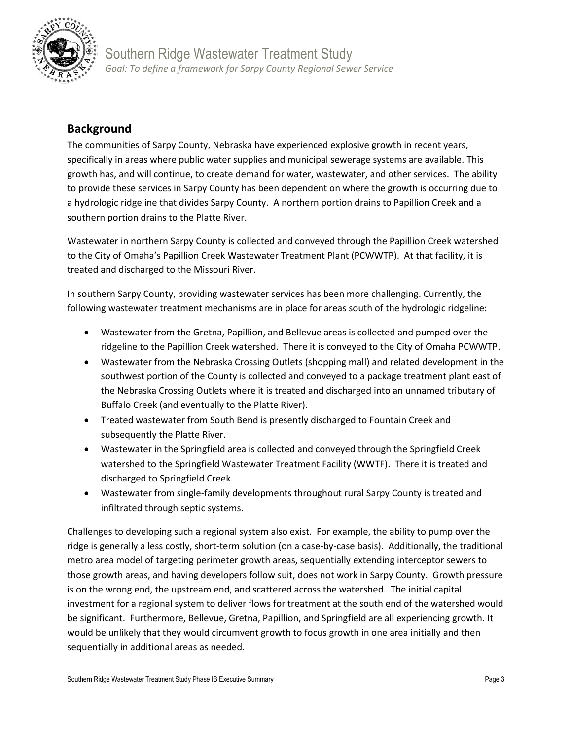## Background

The communities of Sarpy County, Nebraska have experienced explosive growth in recent years, specifically in areas where public water supplies and municipal sewerage systems are available. This growth has, and will continue, to create demand for water, wastewater, and other services. The ability to provide these services in Sarpy County has been dependent on where the growth is occurring due to a hydrologic ridgeline that divides Sarpy County. A northern portion drains to Papillion Creek and a southern portion drains to the Platte River.

Wastewater in northern Sarpy County is collected and conveyed through the Papillion Creek watershed to the City of Omaha's Papillion Creek Wastewater Treatment Plant (PCWWTP). At that facility, it is treated and discharged to the Missouri River.

In southern Sarpy County, providing wastewater services has been more challenging. Currently, the following wastewater treatment mechanisms are in place for areas south of the hydrologic ridgeline:

- Wastewater from the Gretna, Papillion, and Bellevue areas is collected and pumped over the ridgeline to the Papillion Creek watershed. There it is conveyed to the City of Omaha PCWWTP.
- Wastewater from the Nebraska Crossing Outlets (shopping mall) and related development in the southwest portion of the County is collected and conveyed to a package treatment plant east of the Nebraska Crossing Outlets where it is treated and discharged into an unnamed tributary of Buffalo Creek (and eventually to the Platte River).
- Treated wastewater from South Bend is presently discharged to Fountain Creek and subsequently the Platte River.
- Wastewater in the Springfield area is collected and conveyed through the Springfield Creek watershed to the Springfield Wastewater Treatment Facility (WWTF). There it is treated and discharged to Springfield Creek.
- Wastewater from single-family developments throughout rural Sarpy County is treated and infiltrated through septic systems.

Challenges to developing such a regional system also exist. For example, the ability to pump over the ridge is generally a less costly, short-term solution (on a case-by-case basis). Additionally, the traditional metro area model of targeting perimeter growth areas, sequentially extending interceptor sewers to those growth areas, and having developers follow suit, does not work in Sarpy County. Growth pressure is on the wrong end, the upstream end, and scattered across the watershed. The initial capital investment for a regional system to deliver flows for treatment at the south end of the watershed would be significant. Furthermore, Bellevue, Gretna, Papillion, and Springfield are all experiencing growth. It would be unlikely that they would circumvent growth to focus growth in one area initially and then sequentially in additional areas as needed.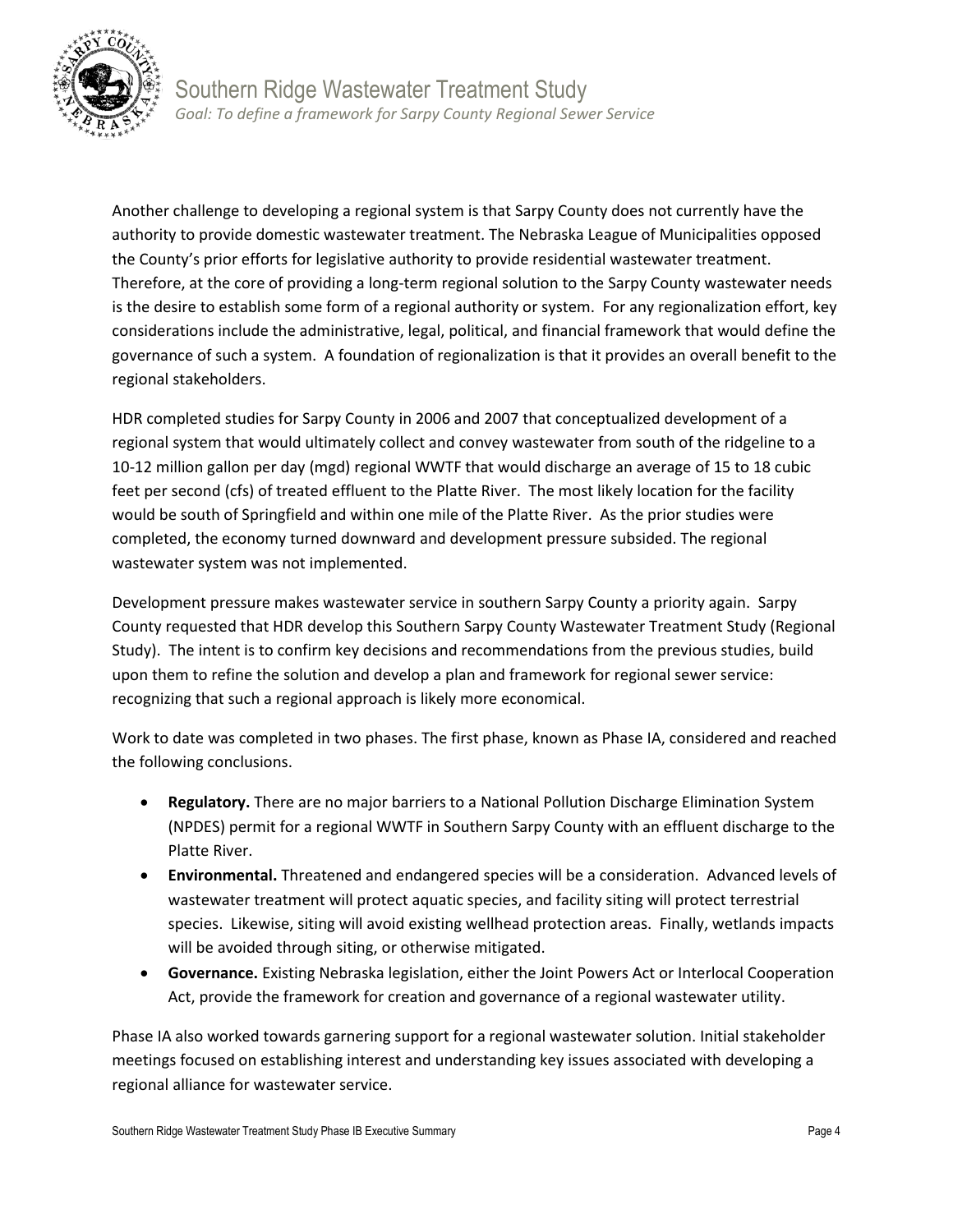Another challenge to developing a regional system is that Sarpy County does not currently have the authority to provide domestic wastewater treatment. The Nebraska League of Municipalities opposed the County's prior efforts for legislative authority to provide residential wastewater treatment. Therefore, at the core of providing a long-term regional solution to the Sarpy County wastewater needs is the desire to establish some form of a regional authority or system. For any regionalization effort, key considerations include the administrative, legal, political, and financial framework that would define the governance of such a system. A foundation of regionalization is that it provides an overall benefit to the regional stakeholders.

HDR completed studies for Sarpy County in 2006 and 2007 that conceptualized development of a regional system that would ultimately collect and convey wastewater from south of the ridgeline to a 10-12 million gallon per day (mgd) regional WWTF that would discharge an average of 15 to 18 cubic feet per second (cfs) of treated effluent to the Platte River. The most likely location for the facility would be south of Springfield and within one mile of the Platte River. As the prior studies were completed, the economy turned downward and development pressure subsided. The regional wastewater system was not implemented.

Development pressure makes wastewater service in southern Sarpy County a priority again. Sarpy County requested that HDR develop this Southern Sarpy County Wastewater Treatment Study (Regional Study). The intent is to confirm key decisions and recommendations from the previous studies, build upon them to refine the solution and develop a plan and framework for regional sewer service: recognizing that such a regional approach is likely more economical.

Work to date was completed in two phases. The first phase, known as Phase IA, considered and reached the following conclusions.

- **Regulatory.** There are no major barriers to a National Pollution Discharge Elimination System (NPDES) permit for a regional WWTF in Southern Sarpy County with an effluent discharge to the Platte River.
- **Environmental.** Threatened and endangered species will be a consideration. Advanced levels of wastewater treatment will protect aquatic species, and facility siting will protect terrestrial species. Likewise, siting will avoid existing wellhead protection areas. Finally, wetlands impacts will be avoided through siting, or otherwise mitigated.
- **Governance.** Existing Nebraska legislation, either the Joint Powers Act or Interlocal Cooperation Act, provide the framework for creation and governance of a regional wastewater utility.

Phase IA also worked towards garnering support for a regional wastewater solution. Initial stakeholder meetings focused on establishing interest and understanding key issues associated with developing a regional alliance for wastewater service.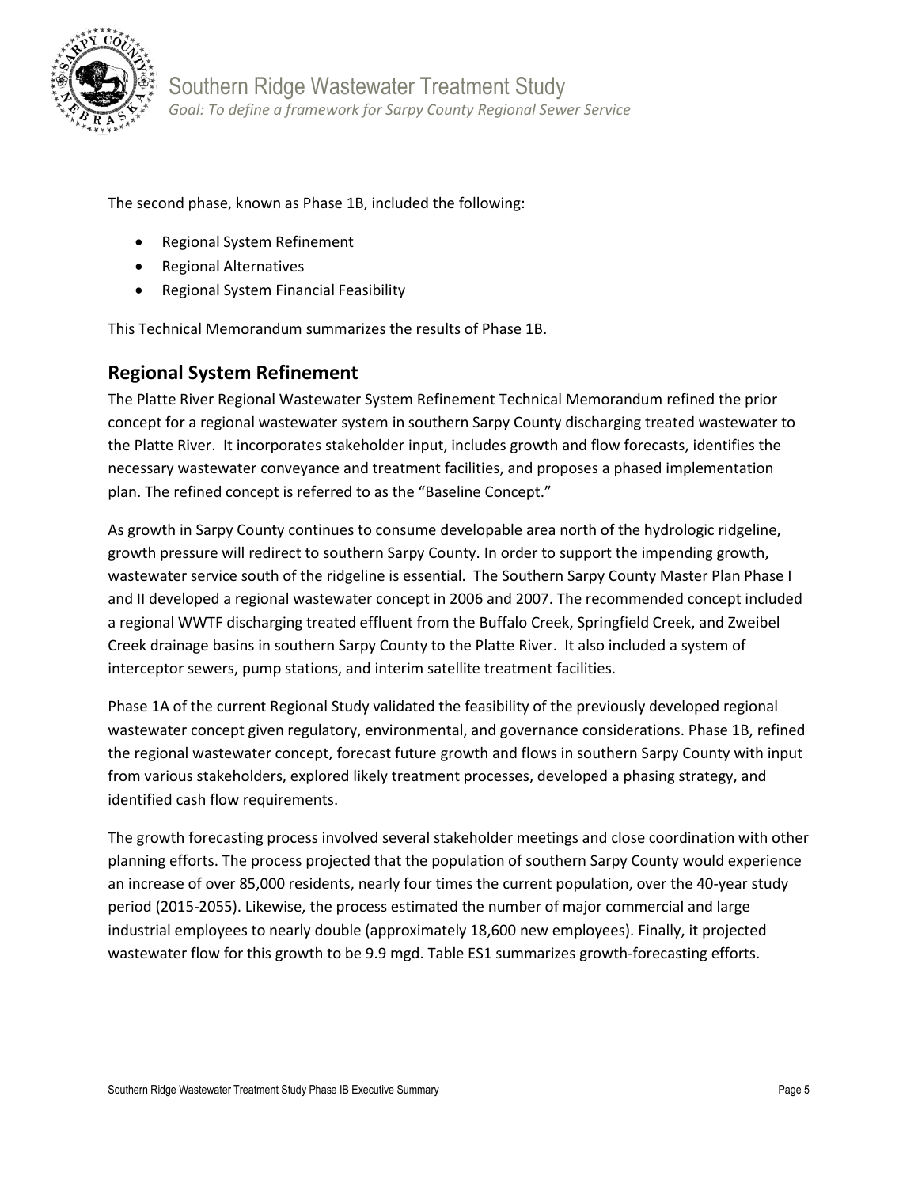The second phase, known as Phase 1B, included the following:

- Regional System Refinement
- Regional Alternatives
- Regional System Financial Feasibility

This Technical Memorandum summarizes the results of Phase 1B.

## Regional System Refinement

The Platte River Regional Wastewater System Refinement Technical Memorandum refined the prior concept for a regional wastewater system in southern Sarpy County discharging treated wastewater to the Platte River. It incorporates stakeholder input, includes growth and flow forecasts, identifies the necessary wastewater conveyance and treatment facilities, and proposes a phased implementation plan. The refined concept is referred to as the "Baseline Concept."

As growth in Sarpy County continues to consume developable area north of the hydrologic ridgeline, growth pressure will redirect to southern Sarpy County. In order to support the impending growth, wastewater service south of the ridgeline is essential. The Southern Sarpy County Master Plan Phase I and II developed a regional wastewater concept in 2006 and 2007. The recommended concept included a regional WWTF discharging treated effluent from the Buffalo Creek, Springfield Creek, and Zweibel Creek drainage basins in southern Sarpy County to the Platte River. It also included a system of interceptor sewers, pump stations, and interim satellite treatment facilities.

Phase 1A of the current Regional Study validated the feasibility of the previously developed regional wastewater concept given regulatory, environmental, and governance considerations. Phase 1B, refined the regional wastewater concept, forecast future growth and flows in southern Sarpy County with input from various stakeholders, explored likely treatment processes, developed a phasing strategy, and identified cash flow requirements.

The growth forecasting process involved several stakeholder meetings and close coordination with other planning efforts. The process projected that the population of southern Sarpy County would experience an increase of over 85,000 residents, nearly four times the current population, over the 40-year study period (2015-2055). Likewise, the process estimated the number of major commercial and large industrial employees to nearly double (approximately 18,600 new employees). Finally, it projected wastewater flow for this growth to be 9.9 mgd. Table ES1 summarizes growth-forecasting efforts.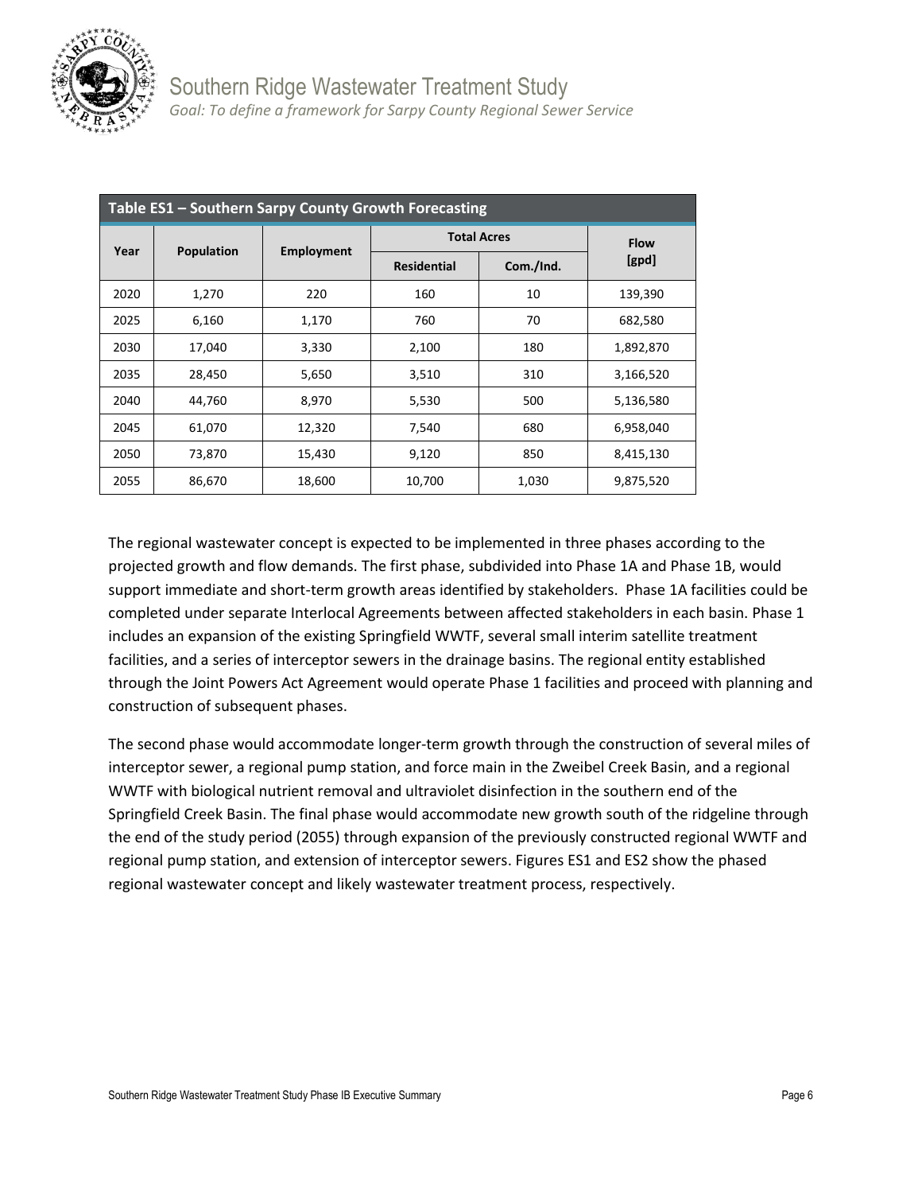**Table ES1 – Southern Sarpy County Growth Forecasting**

| Year | Population | Employment | Total Acres | | Flow [gpd] |
|---|---|---|---|---|---|
| | | | Residential | Com./Ind. | |
| 2020 | 1,270 | 220 | 160 | 10 | 139,390 |
| 2025 | 6,160 | 1,170 | 760 | 70 | 682,580 |
| 2030 | 17,040 | 3,330 | 2,100 | 180 | 1,892,870 |
| 2035 | 28,450 | 5,650 | 3,510 | 310 | 3,166,520 |
| 2040 | 44,760 | 8,970 | 5,530 | 500 | 5,136,580 |
| 2045 | 61,070 | 12,320 | 7,540 | 680 | 6,958,040 |
| 2050 | 73,870 | 15,430 | 9,120 | 850 | 8,415,130 |
| 2055 | 86,670 | 18,600 | 10,700 | 1,030 | 9,875,520 |

The regional wastewater concept is expected to be implemented in three phases according to the projected growth and flow demands. The first phase, subdivided into Phase 1A and Phase 1B, would support immediate and short-term growth areas identified by stakeholders. Phase 1A facilities could be completed under separate Interlocal Agreements between affected stakeholders in each basin. Phase 1 includes an expansion of the existing Springfield WWTF, several small interim satellite treatment facilities, and a series of interceptor sewers in the drainage basins. The regional entity established through the Joint Powers Act Agreement would operate Phase 1 facilities and proceed with planning and construction of subsequent phases.

The second phase would accommodate longer-term growth through the construction of several miles of interceptor sewer, a regional pump station, and force main in the Zweibel Creek Basin, and a regional WWTF with biological nutrient removal and ultraviolet disinfection in the southern end of the Springfield Creek Basin. The final phase would accommodate new growth south of the ridgeline through the end of the study period (2055) through expansion of the previously constructed regional WWTF and regional pump station, and extension of interceptor sewers. Figures ES1 and ES2 show the phased regional wastewater concept and likely wastewater treatment process, respectively.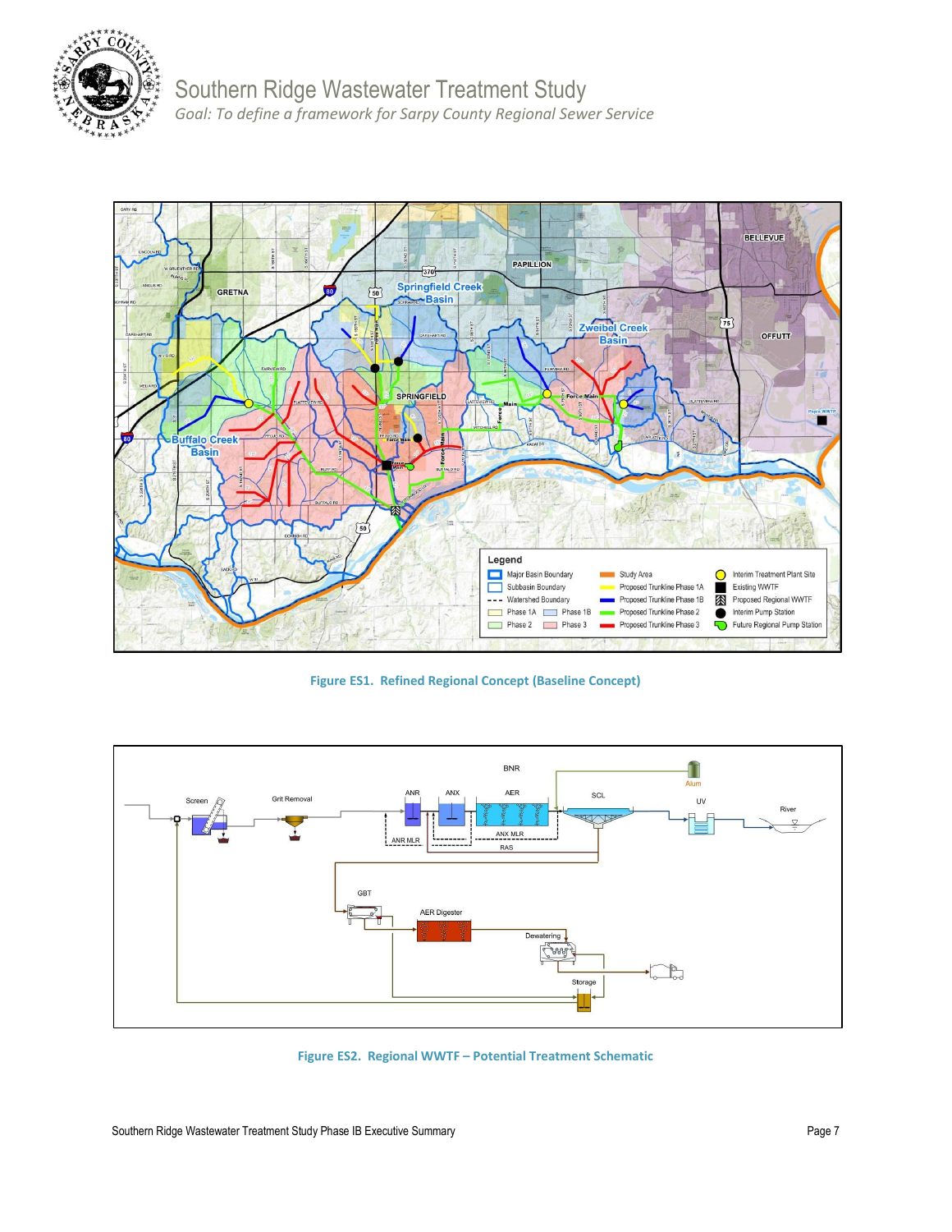Figure ES1. Refined Regional Concept (Baseline Concept)

Figure ES2. Regional WWTF – Potential Treatment Schematic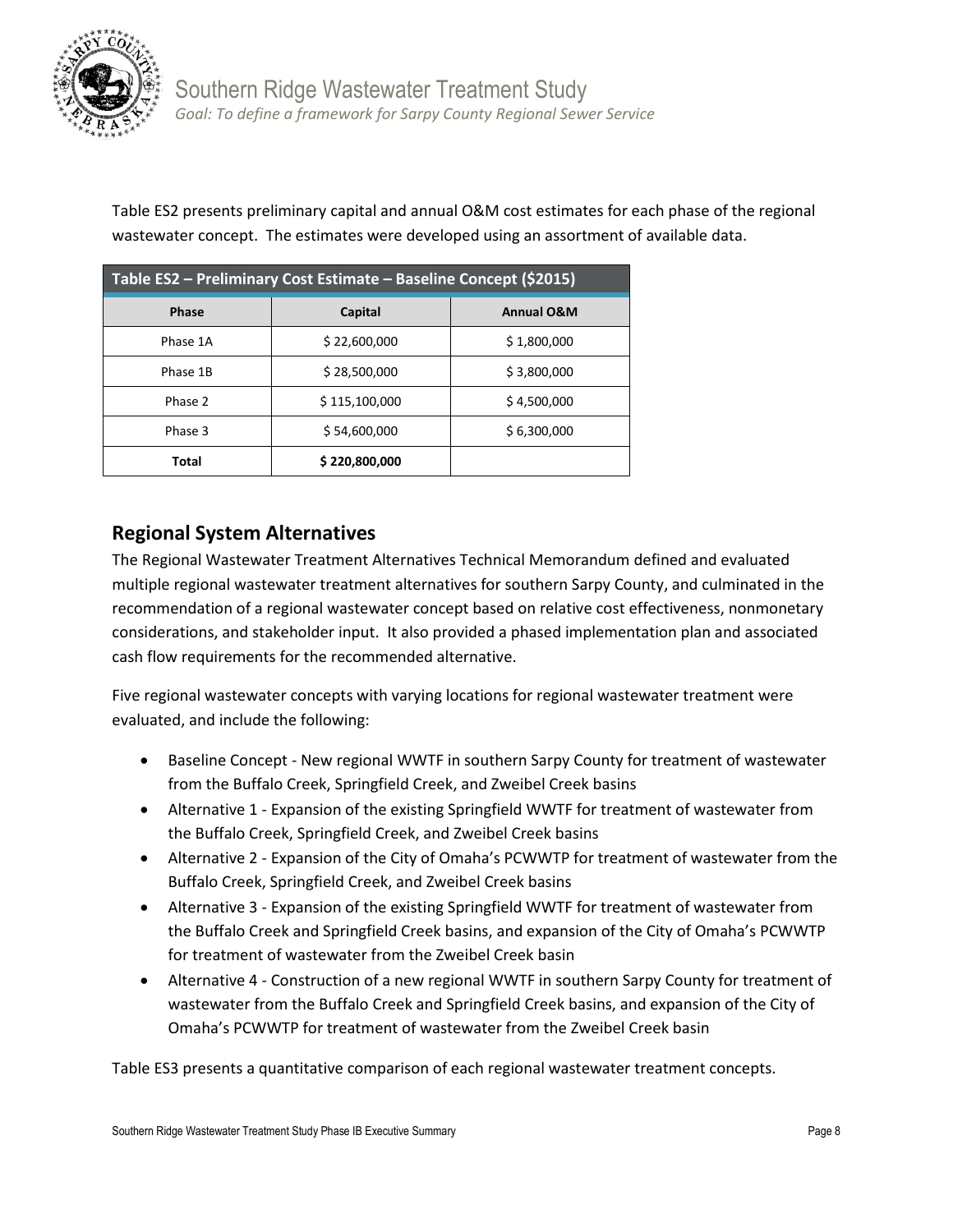Table ES2 presents preliminary capital and annual O&M cost estimates for each phase of the regional wastewater concept. The estimates were developed using an assortment of available data.

**Table ES2 – Preliminary Cost Estimate – Baseline Concept ($2015)**

| Phase | Capital | Annual O&M |
|---|---|---|
| Phase 1A | $ 22,600,000 | $ 1,800,000 |
| Phase 1B | $ 28,500,000 | $ 3,800,000 |
| Phase 2 | $ 115,100,000 | $ 4,500,000 |
| Phase 3 | $ 54,600,000 | $ 6,300,000 |
| **Total** | **$ 220,800,000** | |

## Regional System Alternatives

The Regional Wastewater Treatment Alternatives Technical Memorandum defined and evaluated multiple regional wastewater treatment alternatives for southern Sarpy County, and culminated in the recommendation of a regional wastewater concept based on relative cost effectiveness, nonmonetary considerations, and stakeholder input. It also provided a phased implementation plan and associated cash flow requirements for the recommended alternative.

Five regional wastewater concepts with varying locations for regional wastewater treatment were evaluated, and include the following:

- Baseline Concept - New regional WWTF in southern Sarpy County for treatment of wastewater from the Buffalo Creek, Springfield Creek, and Zweibel Creek basins
- Alternative 1 - Expansion of the existing Springfield WWTF for treatment of wastewater from the Buffalo Creek, Springfield Creek, and Zweibel Creek basins
- Alternative 2 - Expansion of the City of Omaha's PCWWTP for treatment of wastewater from the Buffalo Creek, Springfield Creek, and Zweibel Creek basins
- Alternative 3 - Expansion of the existing Springfield WWTF for treatment of wastewater from the Buffalo Creek and Springfield Creek basins, and expansion of the City of Omaha's PCWWTP for treatment of wastewater from the Zweibel Creek basin
- Alternative 4 - Construction of a new regional WWTF in southern Sarpy County for treatment of wastewater from the Buffalo Creek and Springfield Creek basins, and expansion of the City of Omaha's PCWWTP for treatment of wastewater from the Zweibel Creek basin

Table ES3 presents a quantitative comparison of each regional wastewater treatment concepts.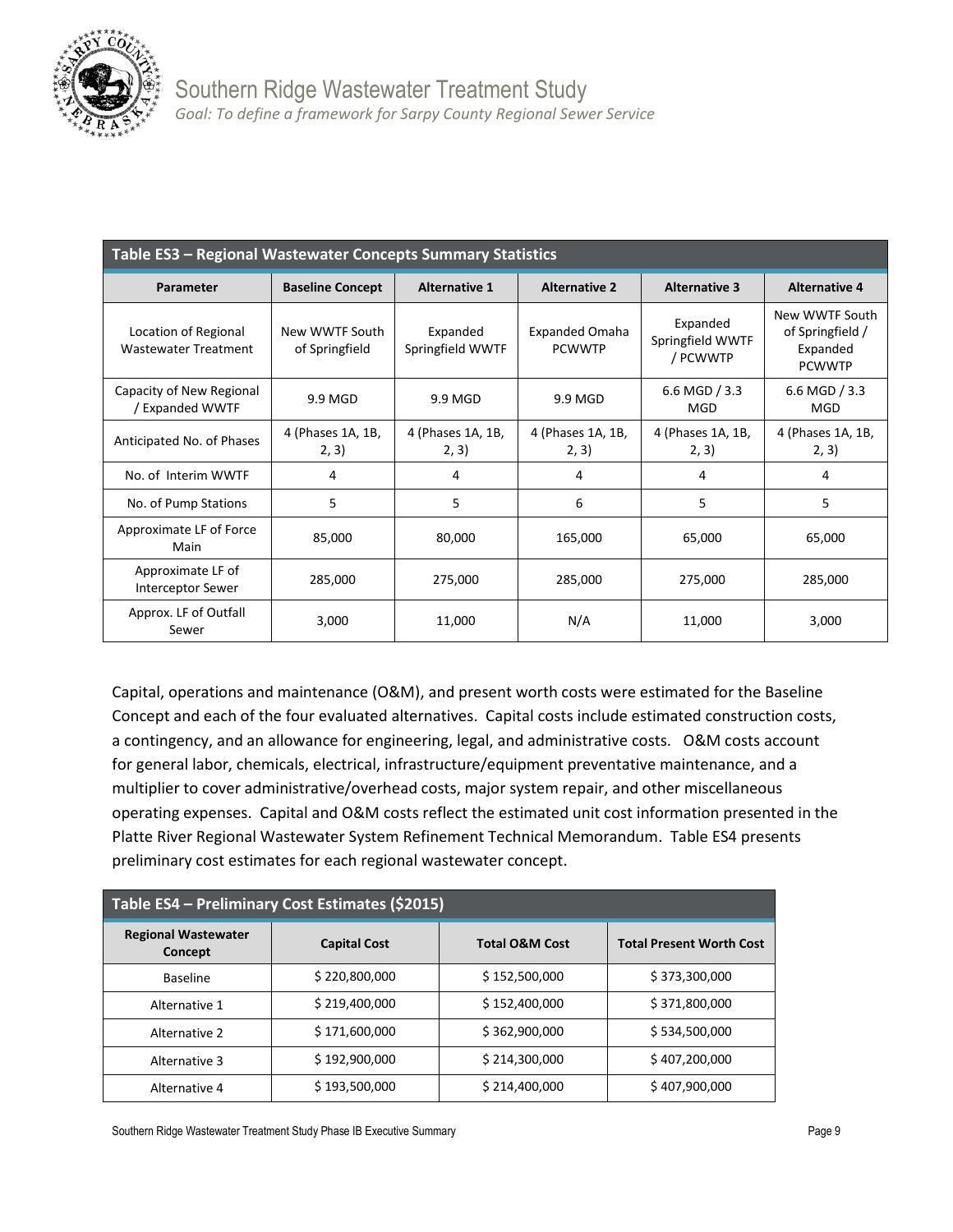| Table ES3 – Regional Wastewater Concepts Summary Statistics | | | | | |
|---|---|---|---|---|---|
| **Parameter** | **Baseline Concept** | **Alternative 1** | **Alternative 2** | **Alternative 3** | **Alternative 4** |
| Location of Regional Wastewater Treatment | New WWTF South of Springfield | Expanded Springfield WWTF | Expanded Omaha PCWWTP | Expanded Springfield WWTF / PCWWTP | New WWTF South of Springfield / Expanded PCWWTP |
| Capacity of New Regional / Expanded WWTF | 9.9 MGD | 9.9 MGD | 9.9 MGD | 6.6 MGD / 3.3 MGD | 6.6 MGD / 3.3 MGD |
| Anticipated No. of Phases | 4 (Phases 1A, 1B, 2, 3) | 4 (Phases 1A, 1B, 2, 3) | 4 (Phases 1A, 1B, 2, 3) | 4 (Phases 1A, 1B, 2, 3) | 4 (Phases 1A, 1B, 2, 3) |
| No. of Interim WWTF | 4 | 4 | 4 | 4 | 4 |
| No. of Pump Stations | 5 | 5 | 6 | 5 | 5 |
| Approximate LF of Force Main | 85,000 | 80,000 | 165,000 | 65,000 | 65,000 |
| Approximate LF of Interceptor Sewer | 285,000 | 275,000 | 285,000 | 275,000 | 285,000 |
| Approx. LF of Outfall Sewer | 3,000 | 11,000 | N/A | 11,000 | 3,000 |

Capital, operations and maintenance (O&M), and present worth costs were estimated for the Baseline Concept and each of the four evaluated alternatives. Capital costs include estimated construction costs, a contingency, and an allowance for engineering, legal, and administrative costs. O&M costs account for general labor, chemicals, electrical, infrastructure/equipment preventative maintenance, and a multiplier to cover administrative/overhead costs, major system repair, and other miscellaneous operating expenses. Capital and O&M costs reflect the estimated unit cost information presented in the Platte River Regional Wastewater System Refinement Technical Memorandum. Table ES4 presents preliminary cost estimates for each regional wastewater concept.

| Table ES4 – Preliminary Cost Estimates ($2015) | | | |
|---|---|---|---|
| **Regional Wastewater Concept** | **Capital Cost** | **Total O&M Cost** | **Total Present Worth Cost** |
| Baseline | $ 220,800,000 | $ 152,500,000 | $ 373,300,000 |
| Alternative 1 | $ 219,400,000 | $ 152,400,000 | $ 371,800,000 |
| Alternative 2 | $ 171,600,000 | $ 362,900,000 | $ 534,500,000 |
| Alternative 3 | $ 192,900,000 | $ 214,300,000 | $ 407,200,000 |
| Alternative 4 | $ 193,500,000 | $ 214,400,000 | $ 407,900,000 |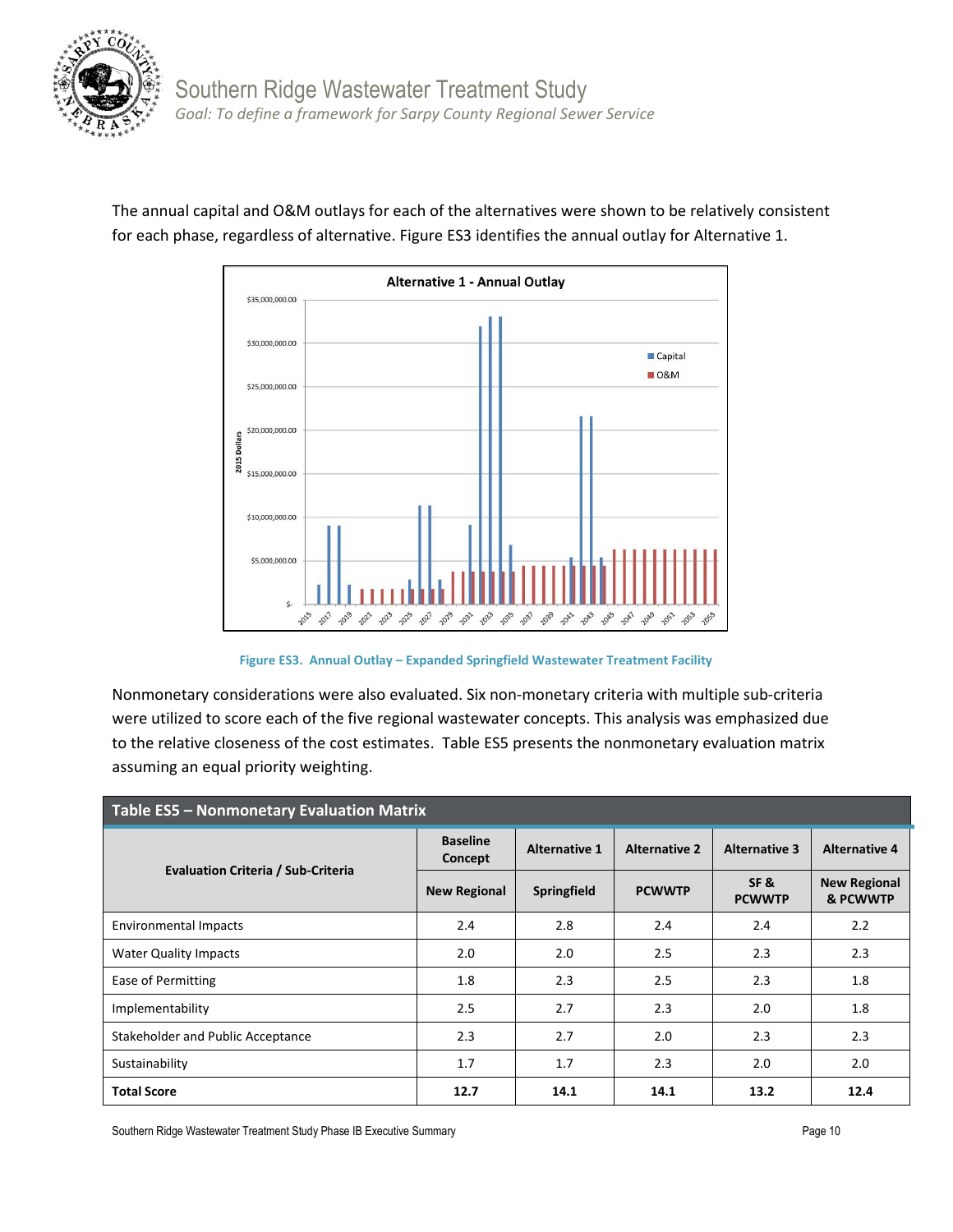The annual capital and O&M outlays for each of the alternatives were shown to be relatively consistent for each phase, regardless of alternative. Figure ES3 identifies the annual outlay for Alternative 1.

**Figure ES3. Annual Outlay – Expanded Springfield Wastewater Treatment Facility**

Nonmonetary considerations were also evaluated. Six non-monetary criteria with multiple sub-criteria were utilized to score each of the five regional wastewater concepts. This analysis was emphasized due to the relative closeness of the cost estimates. Table ES5 presents the nonmonetary evaluation matrix assuming an equal priority weighting.

**Table ES5 – Nonmonetary Evaluation Matrix**

| Evaluation Criteria / Sub-Criteria | Baseline Concept | Alternative 1 | Alternative 2 | Alternative 3 | Alternative 4 |
|---|---|---|---|---|---|
| | New Regional | Springfield | PCWWTP | SF & PCWWTP | New Regional & PCWWTP |
| Environmental Impacts | 2.4 | 2.8 | 2.4 | 2.4 | 2.2 |
| Water Quality Impacts | 2.0 | 2.0 | 2.5 | 2.3 | 2.3 |
| Ease of Permitting | 1.8 | 2.3 | 2.5 | 2.3 | 1.8 |
| Implementability | 2.5 | 2.7 | 2.3 | 2.0 | 1.8 |
| Stakeholder and Public Acceptance | 2.3 | 2.7 | 2.0 | 2.3 | 2.3 |
| Sustainability | 1.7 | 1.7 | 2.3 | 2.0 | 2.0 |
| **Total Score** | **12.7** | **14.1** | **14.1** | **13.2** | **12.4** |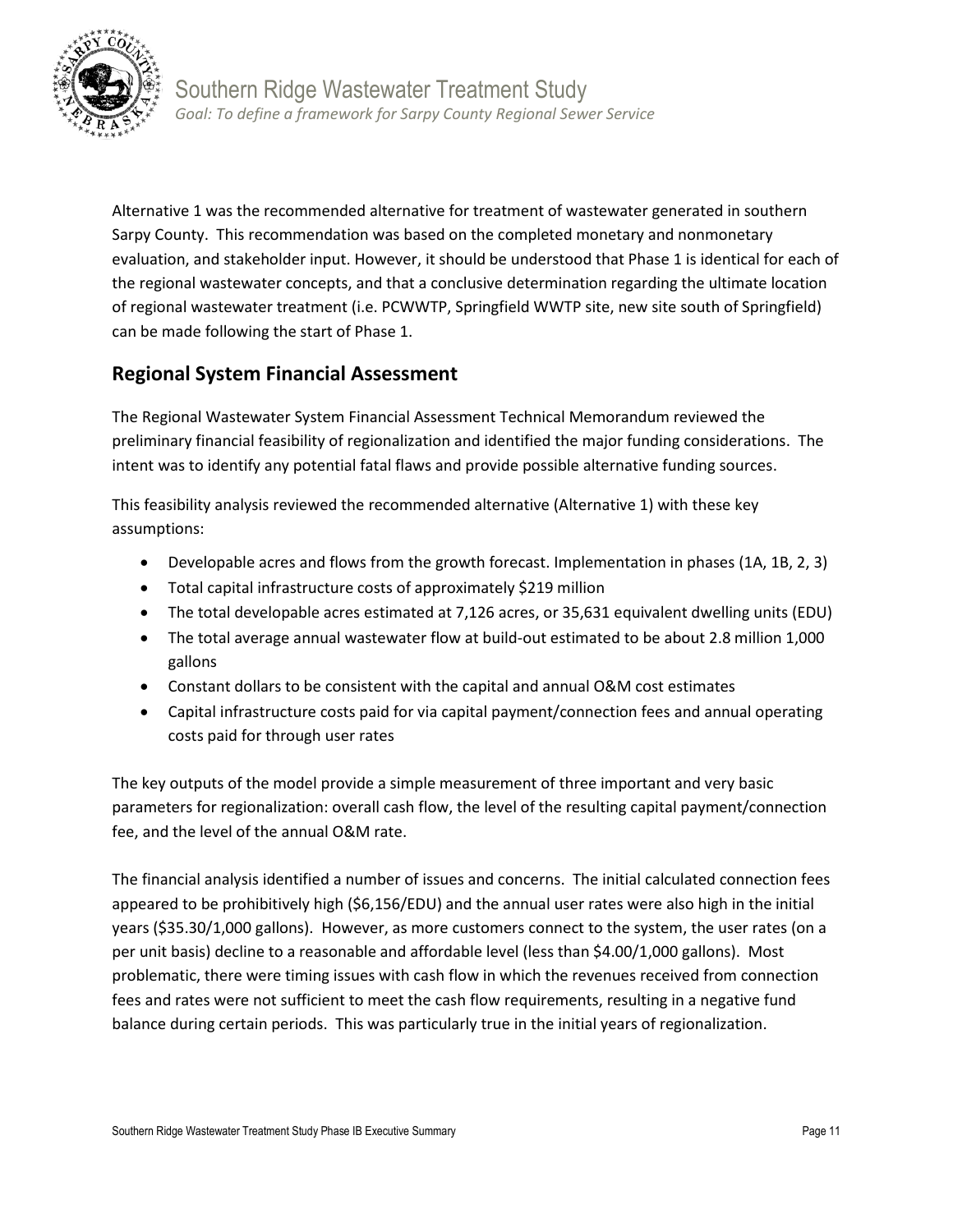Alternative 1 was the recommended alternative for treatment of wastewater generated in southern Sarpy County. This recommendation was based on the completed monetary and nonmonetary evaluation, and stakeholder input. However, it should be understood that Phase 1 is identical for each of the regional wastewater concepts, and that a conclusive determination regarding the ultimate location of regional wastewater treatment (i.e. PCWWTP, Springfield WWTP site, new site south of Springfield) can be made following the start of Phase 1.

## Regional System Financial Assessment

The Regional Wastewater System Financial Assessment Technical Memorandum reviewed the preliminary financial feasibility of regionalization and identified the major funding considerations. The intent was to identify any potential fatal flaws and provide possible alternative funding sources.

This feasibility analysis reviewed the recommended alternative (Alternative 1) with these key assumptions:

- Developable acres and flows from the growth forecast. Implementation in phases (1A, 1B, 2, 3)
- Total capital infrastructure costs of approximately $219 million
- The total developable acres estimated at 7,126 acres, or 35,631 equivalent dwelling units (EDU)
- The total average annual wastewater flow at build-out estimated to be about 2.8 million 1,000 gallons
- Constant dollars to be consistent with the capital and annual O&M cost estimates
- Capital infrastructure costs paid for via capital payment/connection fees and annual operating costs paid for through user rates

The key outputs of the model provide a simple measurement of three important and very basic parameters for regionalization: overall cash flow, the level of the resulting capital payment/connection fee, and the level of the annual O&M rate.

The financial analysis identified a number of issues and concerns. The initial calculated connection fees appeared to be prohibitively high ($6,156/EDU) and the annual user rates were also high in the initial years ($35.30/1,000 gallons). However, as more customers connect to the system, the user rates (on a per unit basis) decline to a reasonable and affordable level (less than $4.00/1,000 gallons). Most problematic, there were timing issues with cash flow in which the revenues received from connection fees and rates were not sufficient to meet the cash flow requirements, resulting in a negative fund balance during certain periods. This was particularly true in the initial years of regionalization.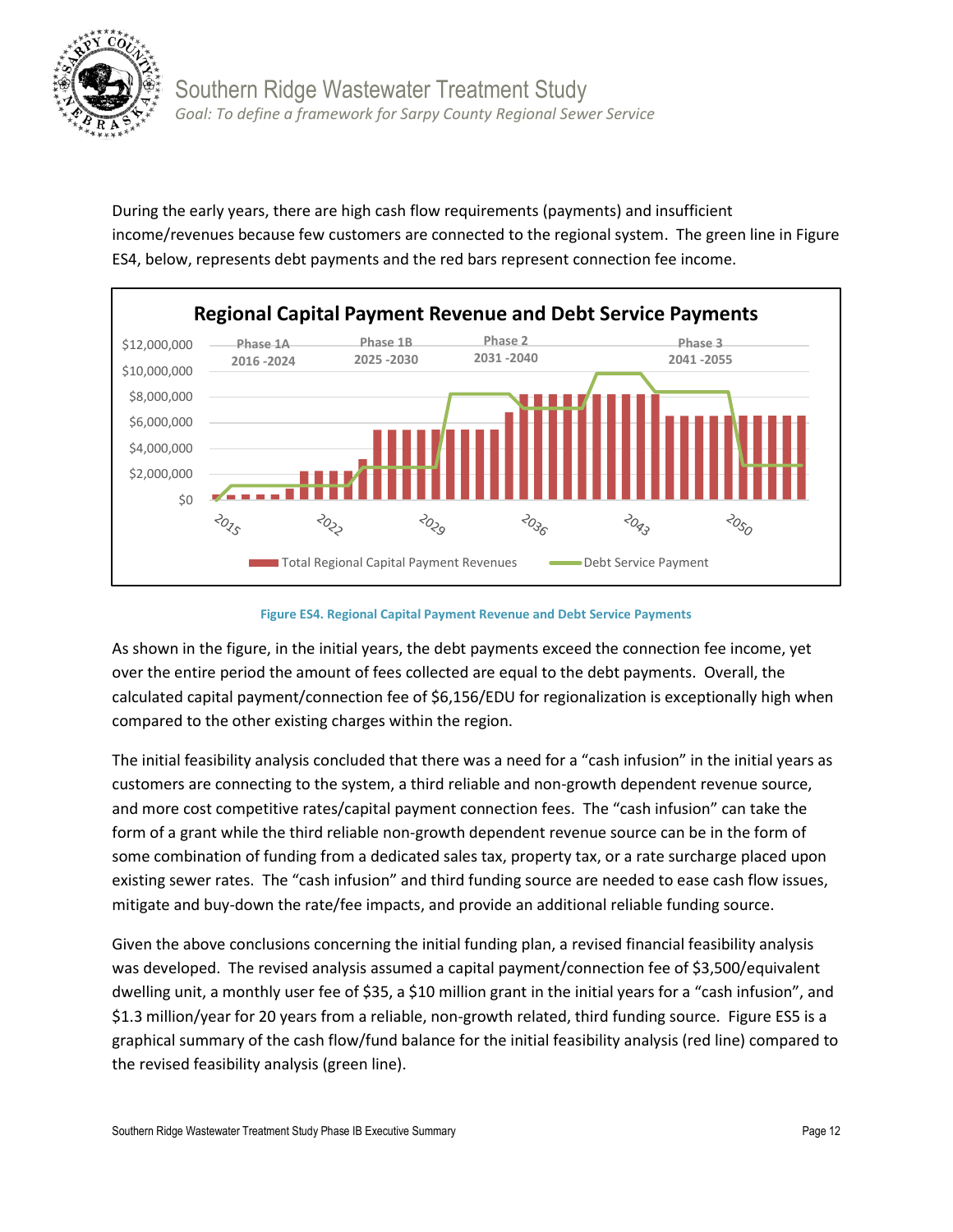During the early years, there are high cash flow requirements (payments) and insufficient income/revenues because few customers are connected to the regional system. The green line in Figure ES4, below, represents debt payments and the red bars represent connection fee income.

**Figure ES4. Regional Capital Payment Revenue and Debt Service Payments**

As shown in the figure, in the initial years, the debt payments exceed the connection fee income, yet over the entire period the amount of fees collected are equal to the debt payments. Overall, the calculated capital payment/connection fee of $6,156/EDU for regionalization is exceptionally high when compared to the other existing charges within the region.

The initial feasibility analysis concluded that there was a need for a "cash infusion" in the initial years as customers are connecting to the system, a third reliable and non-growth dependent revenue source, and more cost competitive rates/capital payment connection fees. The "cash infusion" can take the form of a grant while the third reliable non-growth dependent revenue source can be in the form of some combination of funding from a dedicated sales tax, property tax, or a rate surcharge placed upon existing sewer rates. The "cash infusion" and third funding source are needed to ease cash flow issues, mitigate and buy-down the rate/fee impacts, and provide an additional reliable funding source.

Given the above conclusions concerning the initial funding plan, a revised financial feasibility analysis was developed. The revised analysis assumed a capital payment/connection fee of $3,500/equivalent dwelling unit, a monthly user fee of $35, a $10 million grant in the initial years for a "cash infusion", and $1.3 million/year for 20 years from a reliable, non-growth related, third funding source. Figure ES5 is a graphical summary of the cash flow/fund balance for the initial feasibility analysis (red line) compared to the revised feasibility analysis (green line).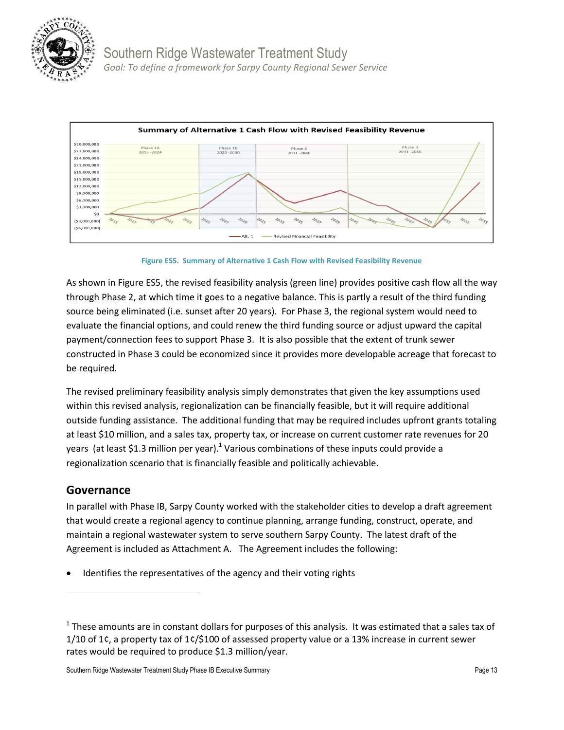Figure ES5. Summary of Alternative 1 Cash Flow with Revised Feasibility Revenue

As shown in Figure ES5, the revised feasibility analysis (green line) provides positive cash flow all the way through Phase 2, at which time it goes to a negative balance. This is partly a result of the third funding source being eliminated (i.e. sunset after 20 years). For Phase 3, the regional system would need to evaluate the financial options, and could renew the third funding source or adjust upward the capital payment/connection fees to support Phase 3. It is also possible that the extent of trunk sewer constructed in Phase 3 could be economized since it provides more developable acreage that forecast to be required.

The revised preliminary feasibility analysis simply demonstrates that given the key assumptions used within this revised analysis, regionalization can be financially feasible, but it will require additional outside funding assistance. The additional funding that may be required includes upfront grants totaling at least $10 million, and a sales tax, property tax, or increase on current customer rate revenues for 20 years (at least $1.3 million per year).[1] Various combinations of these inputs could provide a regionalization scenario that is financially feasible and politically achievable.

## Governance

In parallel with Phase IB, Sarpy County worked with the stakeholder cities to develop a draft agreement that would create a regional agency to continue planning, arrange funding, construct, operate, and maintain a regional wastewater system to serve southern Sarpy County. The latest draft of the Agreement is included as Attachment A. The Agreement includes the following:

- Identifies the representatives of the agency and their voting rights

---

[1] These amounts are in constant dollars for purposes of this analysis. It was estimated that a sales tax of 1/10 of 1¢, a property tax of 1¢/$100 of assessed property value or a 13% increase in current sewer rates would be required to produce $1.3 million/year.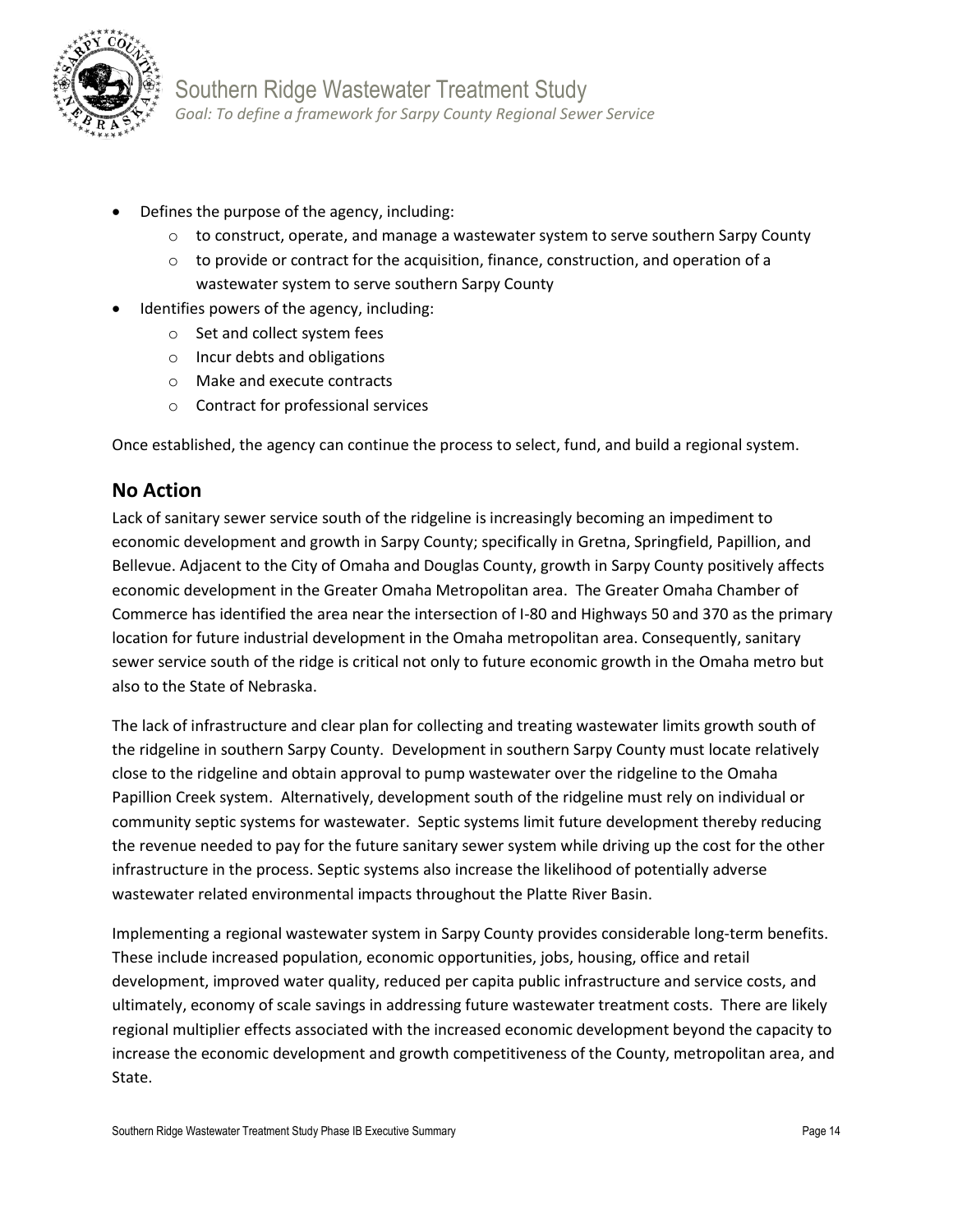- Defines the purpose of the agency, including:
  - to construct, operate, and manage a wastewater system to serve southern Sarpy County
  - to provide or contract for the acquisition, finance, construction, and operation of a wastewater system to serve southern Sarpy County
- Identifies powers of the agency, including:
  - Set and collect system fees
  - Incur debts and obligations
  - Make and execute contracts
  - Contract for professional services

Once established, the agency can continue the process to select, fund, and build a regional system.

## No Action

Lack of sanitary sewer service south of the ridgeline is increasingly becoming an impediment to economic development and growth in Sarpy County; specifically in Gretna, Springfield, Papillion, and Bellevue. Adjacent to the City of Omaha and Douglas County, growth in Sarpy County positively affects economic development in the Greater Omaha Metropolitan area. The Greater Omaha Chamber of Commerce has identified the area near the intersection of I-80 and Highways 50 and 370 as the primary location for future industrial development in the Omaha metropolitan area. Consequently, sanitary sewer service south of the ridge is critical not only to future economic growth in the Omaha metro but also to the State of Nebraska.

The lack of infrastructure and clear plan for collecting and treating wastewater limits growth south of the ridgeline in southern Sarpy County. Development in southern Sarpy County must locate relatively close to the ridgeline and obtain approval to pump wastewater over the ridgeline to the Omaha Papillion Creek system. Alternatively, development south of the ridgeline must rely on individual or community septic systems for wastewater. Septic systems limit future development thereby reducing the revenue needed to pay for the future sanitary sewer system while driving up the cost for the other infrastructure in the process. Septic systems also increase the likelihood of potentially adverse wastewater related environmental impacts throughout the Platte River Basin.

Implementing a regional wastewater system in Sarpy County provides considerable long-term benefits. These include increased population, economic opportunities, jobs, housing, office and retail development, improved water quality, reduced per capita public infrastructure and service costs, and ultimately, economy of scale savings in addressing future wastewater treatment costs. There are likely regional multiplier effects associated with the increased economic development beyond the capacity to increase the economic development and growth competitiveness of the County, metropolitan area, and State.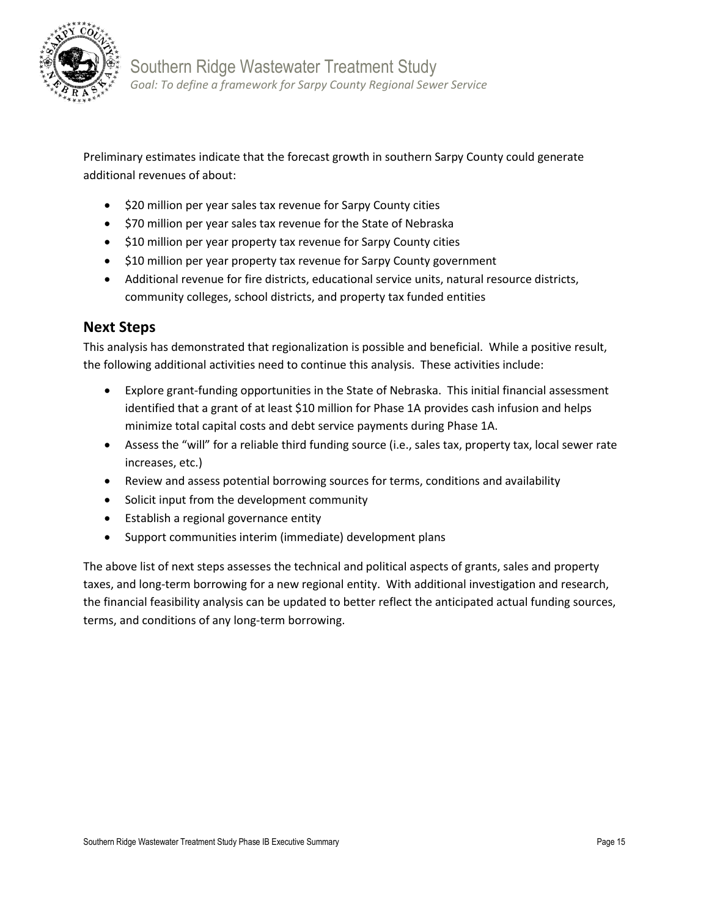Preliminary estimates indicate that the forecast growth in southern Sarpy County could generate additional revenues of about:

- $20 million per year sales tax revenue for Sarpy County cities
- $70 million per year sales tax revenue for the State of Nebraska
- $10 million per year property tax revenue for Sarpy County cities
- $10 million per year property tax revenue for Sarpy County government
- Additional revenue for fire districts, educational service units, natural resource districts, community colleges, school districts, and property tax funded entities

## Next Steps

This analysis has demonstrated that regionalization is possible and beneficial. While a positive result, the following additional activities need to continue this analysis. These activities include:

- Explore grant-funding opportunities in the State of Nebraska. This initial financial assessment identified that a grant of at least $10 million for Phase 1A provides cash infusion and helps minimize total capital costs and debt service payments during Phase 1A.
- Assess the "will" for a reliable third funding source (i.e., sales tax, property tax, local sewer rate increases, etc.)
- Review and assess potential borrowing sources for terms, conditions and availability
- Solicit input from the development community
- Establish a regional governance entity
- Support communities interim (immediate) development plans

The above list of next steps assesses the technical and political aspects of grants, sales and property taxes, and long-term borrowing for a new regional entity. With additional investigation and research, the financial feasibility analysis can be updated to better reflect the anticipated actual funding sources, terms, and conditions of any long-term borrowing.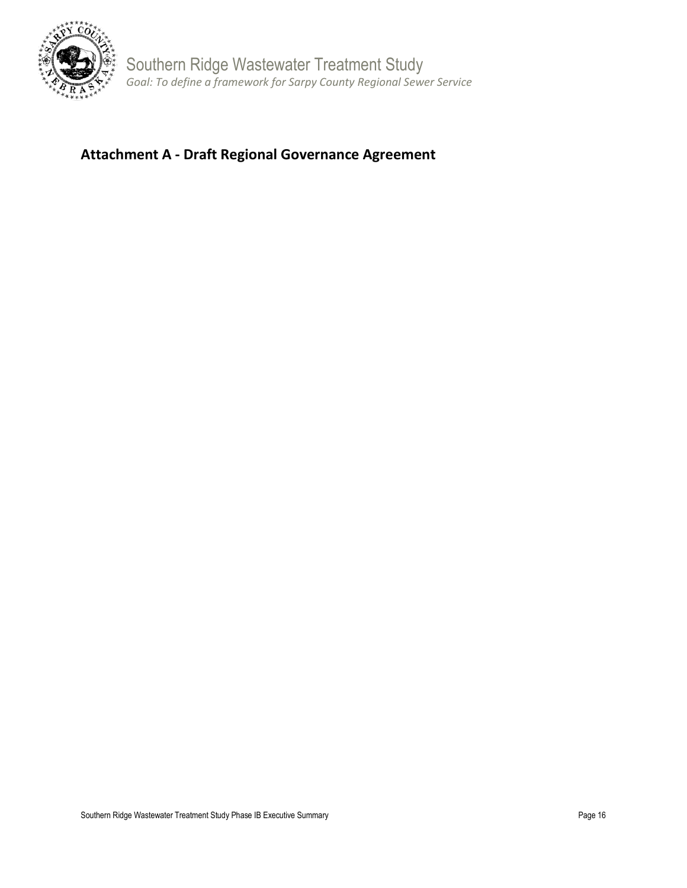## Attachment A - Draft Regional Governance Agreement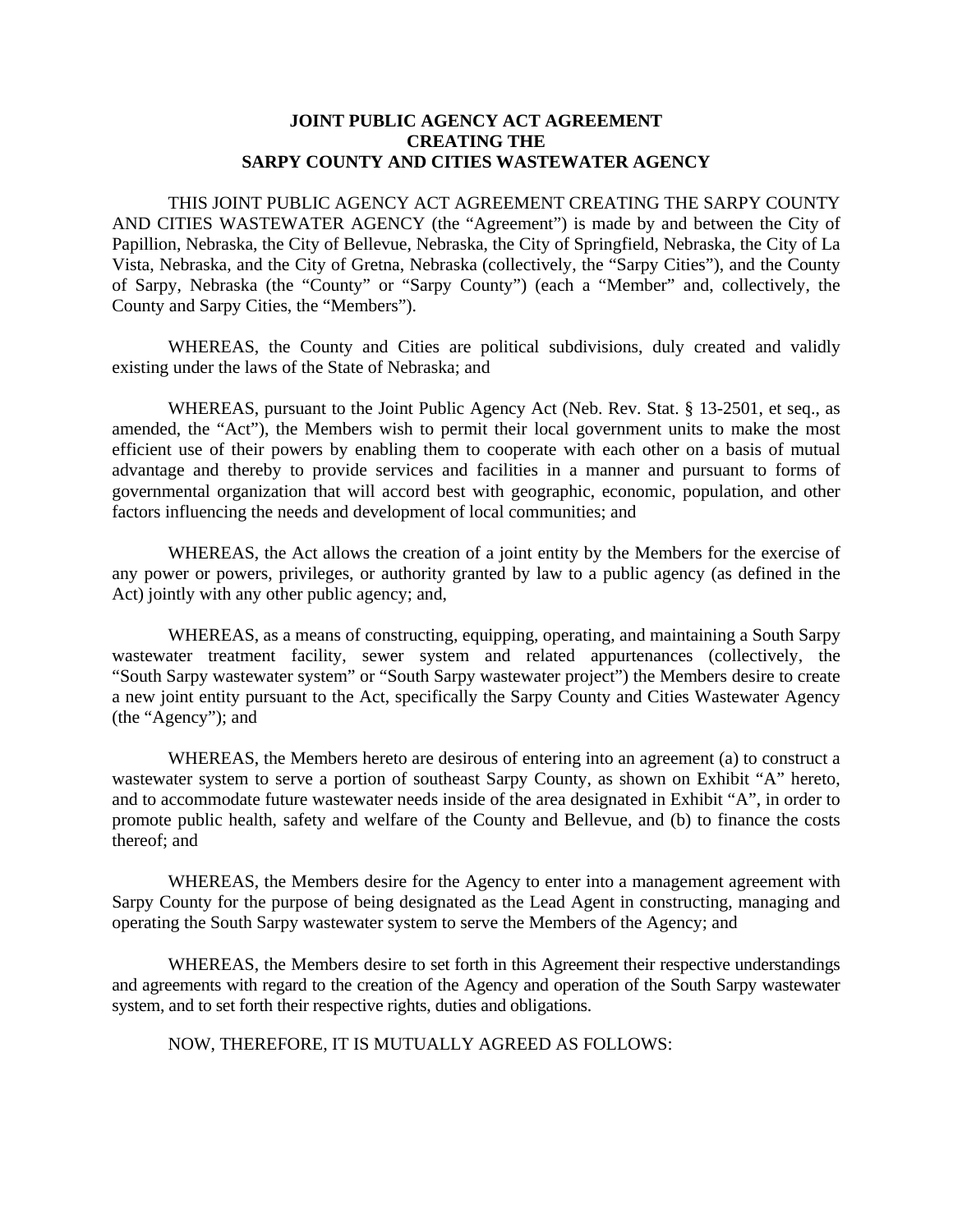**JOINT PUBLIC AGENCY ACT AGREEMENT**
**CREATING THE**
**SARPY COUNTY AND CITIES WASTEWATER AGENCY**

THIS JOINT PUBLIC AGENCY ACT AGREEMENT CREATING THE SARPY COUNTY AND CITIES WASTEWATER AGENCY (the "Agreement") is made by and between the City of Papillion, Nebraska, the City of Bellevue, Nebraska, the City of Springfield, Nebraska, the City of La Vista, Nebraska, and the City of Gretna, Nebraska (collectively, the "Sarpy Cities"), and the County of Sarpy, Nebraska (the "County" or "Sarpy County") (each a "Member" and, collectively, the County and Sarpy Cities, the "Members").

WHEREAS, the County and Cities are political subdivisions, duly created and validly existing under the laws of the State of Nebraska; and

WHEREAS, pursuant to the Joint Public Agency Act (Neb. Rev. Stat. § 13-2501, et seq., as amended, the "Act"), the Members wish to permit their local government units to make the most efficient use of their powers by enabling them to cooperate with each other on a basis of mutual advantage and thereby to provide services and facilities in a manner and pursuant to forms of governmental organization that will accord best with geographic, economic, population, and other factors influencing the needs and development of local communities; and

WHEREAS, the Act allows the creation of a joint entity by the Members for the exercise of any power or powers, privileges, or authority granted by law to a public agency (as defined in the Act) jointly with any other public agency; and,

WHEREAS, as a means of constructing, equipping, operating, and maintaining a South Sarpy wastewater treatment facility, sewer system and related appurtenances (collectively, the "South Sarpy wastewater system" or "South Sarpy wastewater project") the Members desire to create a new joint entity pursuant to the Act, specifically the Sarpy County and Cities Wastewater Agency (the "Agency"); and

WHEREAS, the Members hereto are desirous of entering into an agreement (a) to construct a wastewater system to serve a portion of southeast Sarpy County, as shown on Exhibit "A" hereto, and to accommodate future wastewater needs inside of the area designated in Exhibit "A", in order to promote public health, safety and welfare of the County and Bellevue, and (b) to finance the costs thereof; and

WHEREAS, the Members desire for the Agency to enter into a management agreement with Sarpy County for the purpose of being designated as the Lead Agent in constructing, managing and operating the South Sarpy wastewater system to serve the Members of the Agency; and

WHEREAS, the Members desire to set forth in this Agreement their respective understandings and agreements with regard to the creation of the Agency and operation of the South Sarpy wastewater system, and to set forth their respective rights, duties and obligations.

NOW, THEREFORE, IT IS MUTUALLY AGREED AS FOLLOWS: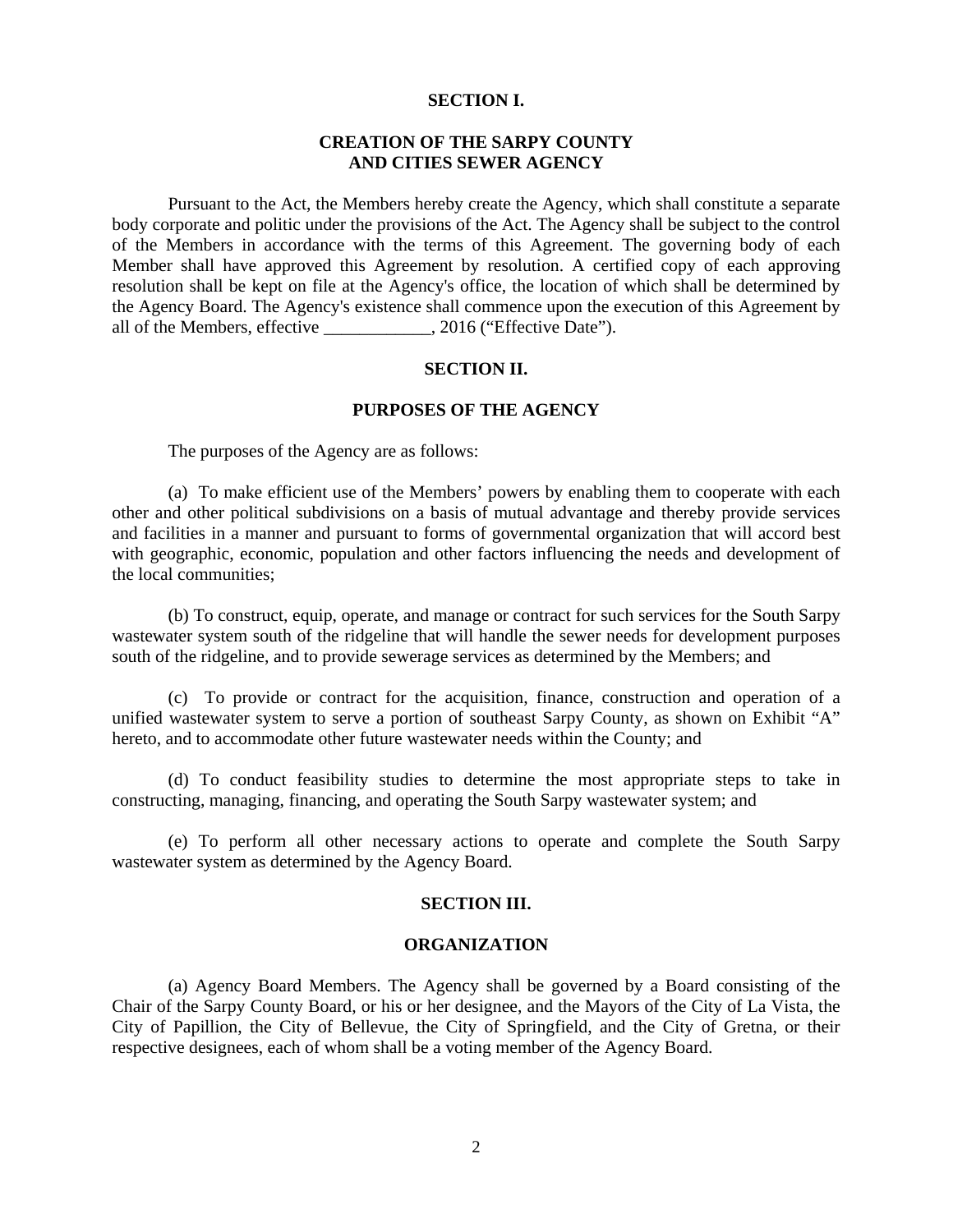## SECTION I.

## CREATION OF THE SARPY COUNTY AND CITIES SEWER AGENCY

Pursuant to the Act, the Members hereby create the Agency, which shall constitute a separate body corporate and politic under the provisions of the Act. The Agency shall be subject to the control of the Members in accordance with the terms of this Agreement. The governing body of each Member shall have approved this Agreement by resolution. A certified copy of each approving resolution shall be kept on file at the Agency's office, the location of which shall be determined by the Agency Board. The Agency's existence shall commence upon the execution of this Agreement by all of the Members, effective ____________, 2016 ("Effective Date").

## SECTION II.

## PURPOSES OF THE AGENCY

The purposes of the Agency are as follows:

(a) To make efficient use of the Members' powers by enabling them to cooperate with each other and other political subdivisions on a basis of mutual advantage and thereby provide services and facilities in a manner and pursuant to forms of governmental organization that will accord best with geographic, economic, population and other factors influencing the needs and development of the local communities;

(b) To construct, equip, operate, and manage or contract for such services for the South Sarpy wastewater system south of the ridgeline that will handle the sewer needs for development purposes south of the ridgeline, and to provide sewerage services as determined by the Members; and

(c) To provide or contract for the acquisition, finance, construction and operation of a unified wastewater system to serve a portion of southeast Sarpy County, as shown on Exhibit "A" hereto, and to accommodate other future wastewater needs within the County; and

(d) To conduct feasibility studies to determine the most appropriate steps to take in constructing, managing, financing, and operating the South Sarpy wastewater system; and

(e) To perform all other necessary actions to operate and complete the South Sarpy wastewater system as determined by the Agency Board.

## SECTION III.

## ORGANIZATION

(a) Agency Board Members. The Agency shall be governed by a Board consisting of the Chair of the Sarpy County Board, or his or her designee, and the Mayors of the City of La Vista, the City of Papillion, the City of Bellevue, the City of Springfield, and the City of Gretna, or their respective designees, each of whom shall be a voting member of the Agency Board.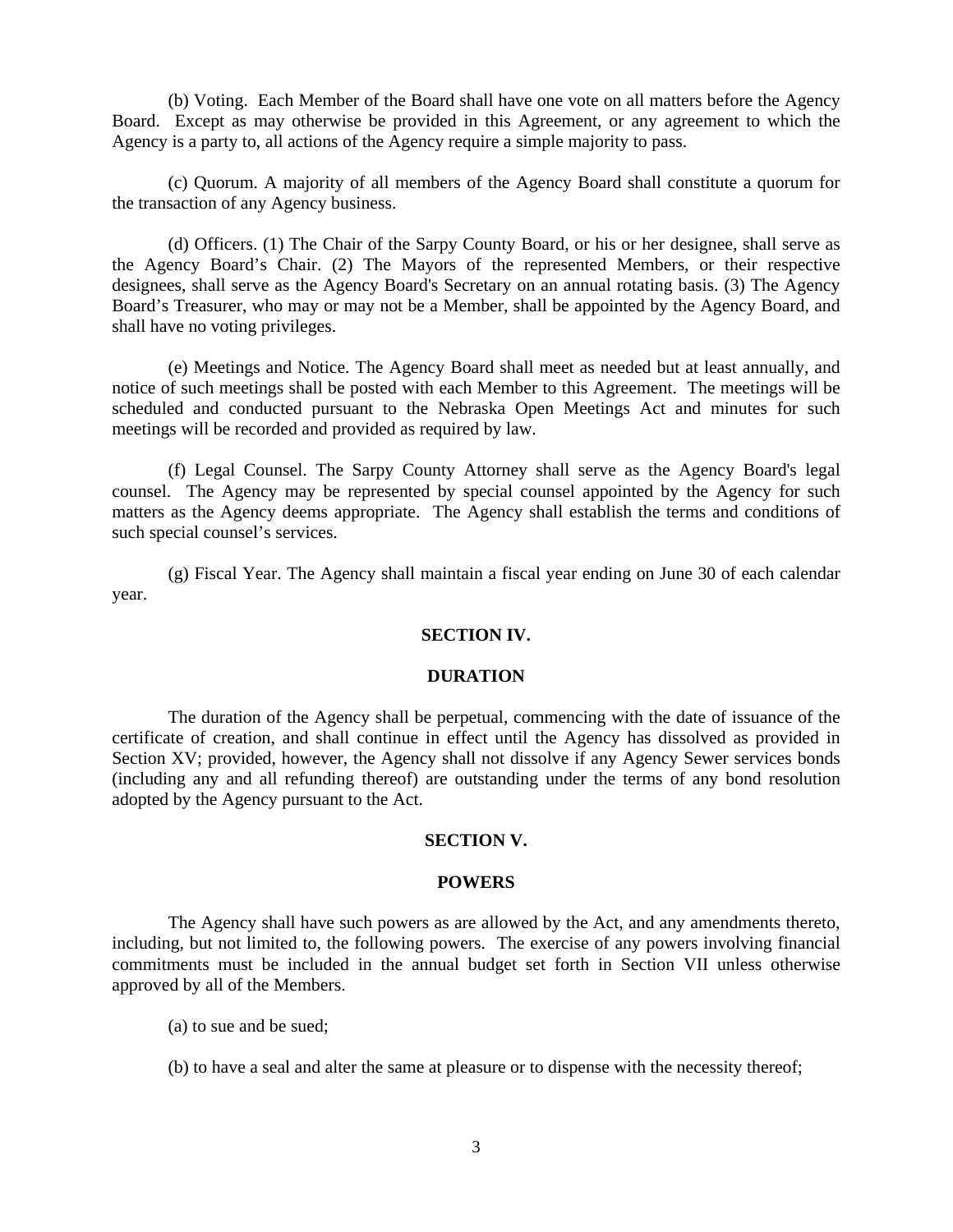(b) Voting. Each Member of the Board shall have one vote on all matters before the Agency Board. Except as may otherwise be provided in this Agreement, or any agreement to which the Agency is a party to, all actions of the Agency require a simple majority to pass.

(c) Quorum. A majority of all members of the Agency Board shall constitute a quorum for the transaction of any Agency business.

(d) Officers. (1) The Chair of the Sarpy County Board, or his or her designee, shall serve as the Agency Board's Chair. (2) The Mayors of the represented Members, or their respective designees, shall serve as the Agency Board's Secretary on an annual rotating basis. (3) The Agency Board's Treasurer, who may or may not be a Member, shall be appointed by the Agency Board, and shall have no voting privileges.

(e) Meetings and Notice. The Agency Board shall meet as needed but at least annually, and notice of such meetings shall be posted with each Member to this Agreement. The meetings will be scheduled and conducted pursuant to the Nebraska Open Meetings Act and minutes for such meetings will be recorded and provided as required by law.

(f) Legal Counsel. The Sarpy County Attorney shall serve as the Agency Board's legal counsel. The Agency may be represented by special counsel appointed by the Agency for such matters as the Agency deems appropriate. The Agency shall establish the terms and conditions of such special counsel's services.

(g) Fiscal Year. The Agency shall maintain a fiscal year ending on June 30 of each calendar year.

**SECTION IV.**

**DURATION**

The duration of the Agency shall be perpetual, commencing with the date of issuance of the certificate of creation, and shall continue in effect until the Agency has dissolved as provided in Section XV; provided, however, the Agency shall not dissolve if any Agency Sewer services bonds (including any and all refunding thereof) are outstanding under the terms of any bond resolution adopted by the Agency pursuant to the Act.

**SECTION V.**

**POWERS**

The Agency shall have such powers as are allowed by the Act, and any amendments thereto, including, but not limited to, the following powers. The exercise of any powers involving financial commitments must be included in the annual budget set forth in Section VII unless otherwise approved by all of the Members.

(a) to sue and be sued;

(b) to have a seal and alter the same at pleasure or to dispense with the necessity thereof;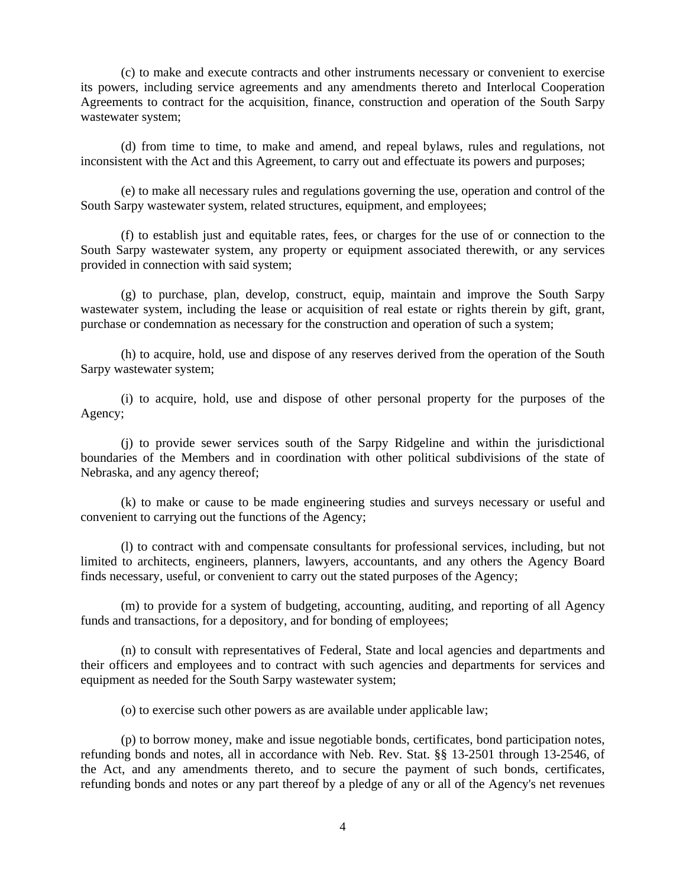(c) to make and execute contracts and other instruments necessary or convenient to exercise its powers, including service agreements and any amendments thereto and Interlocal Cooperation Agreements to contract for the acquisition, finance, construction and operation of the South Sarpy wastewater system;

(d) from time to time, to make and amend, and repeal bylaws, rules and regulations, not inconsistent with the Act and this Agreement, to carry out and effectuate its powers and purposes;

(e) to make all necessary rules and regulations governing the use, operation and control of the South Sarpy wastewater system, related structures, equipment, and employees;

(f) to establish just and equitable rates, fees, or charges for the use of or connection to the South Sarpy wastewater system, any property or equipment associated therewith, or any services provided in connection with said system;

(g) to purchase, plan, develop, construct, equip, maintain and improve the South Sarpy wastewater system, including the lease or acquisition of real estate or rights therein by gift, grant, purchase or condemnation as necessary for the construction and operation of such a system;

(h) to acquire, hold, use and dispose of any reserves derived from the operation of the South Sarpy wastewater system;

(i) to acquire, hold, use and dispose of other personal property for the purposes of the Agency;

(j) to provide sewer services south of the Sarpy Ridgeline and within the jurisdictional boundaries of the Members and in coordination with other political subdivisions of the state of Nebraska, and any agency thereof;

(k) to make or cause to be made engineering studies and surveys necessary or useful and convenient to carrying out the functions of the Agency;

(l) to contract with and compensate consultants for professional services, including, but not limited to architects, engineers, planners, lawyers, accountants, and any others the Agency Board finds necessary, useful, or convenient to carry out the stated purposes of the Agency;

(m) to provide for a system of budgeting, accounting, auditing, and reporting of all Agency funds and transactions, for a depository, and for bonding of employees;

(n) to consult with representatives of Federal, State and local agencies and departments and their officers and employees and to contract with such agencies and departments for services and equipment as needed for the South Sarpy wastewater system;

(o) to exercise such other powers as are available under applicable law;

(p) to borrow money, make and issue negotiable bonds, certificates, bond participation notes, refunding bonds and notes, all in accordance with Neb. Rev. Stat. §§ 13-2501 through 13-2546, of the Act, and any amendments thereto, and to secure the payment of such bonds, certificates, refunding bonds and notes or any part thereof by a pledge of any or all of the Agency's net revenues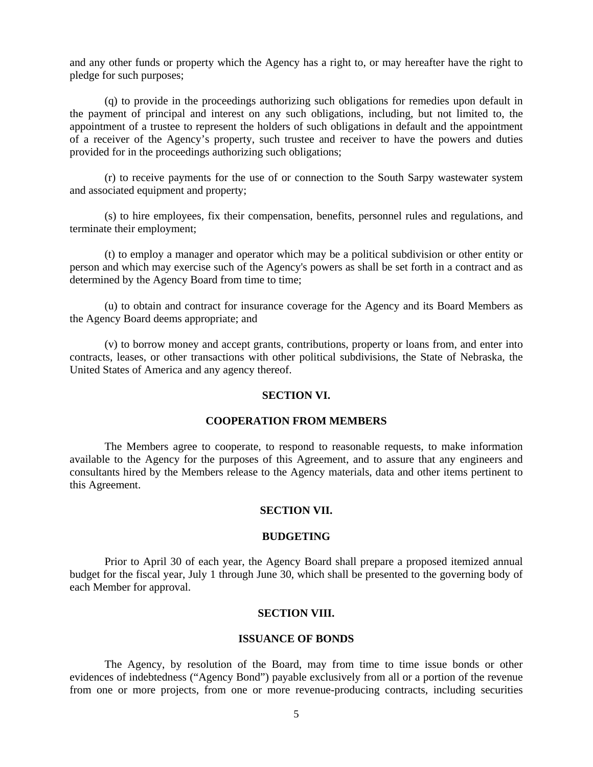and any other funds or property which the Agency has a right to, or may hereafter have the right to pledge for such purposes;

(q) to provide in the proceedings authorizing such obligations for remedies upon default in the payment of principal and interest on any such obligations, including, but not limited to, the appointment of a trustee to represent the holders of such obligations in default and the appointment of a receiver of the Agency's property, such trustee and receiver to have the powers and duties provided for in the proceedings authorizing such obligations;

(r) to receive payments for the use of or connection to the South Sarpy wastewater system and associated equipment and property;

(s) to hire employees, fix their compensation, benefits, personnel rules and regulations, and terminate their employment;

(t) to employ a manager and operator which may be a political subdivision or other entity or person and which may exercise such of the Agency's powers as shall be set forth in a contract and as determined by the Agency Board from time to time;

(u) to obtain and contract for insurance coverage for the Agency and its Board Members as the Agency Board deems appropriate; and

(v) to borrow money and accept grants, contributions, property or loans from, and enter into contracts, leases, or other transactions with other political subdivisions, the State of Nebraska, the United States of America and any agency thereof.

## SECTION VI.

## COOPERATION FROM MEMBERS

The Members agree to cooperate, to respond to reasonable requests, to make information available to the Agency for the purposes of this Agreement, and to assure that any engineers and consultants hired by the Members release to the Agency materials, data and other items pertinent to this Agreement.

## SECTION VII.

## BUDGETING

Prior to April 30 of each year, the Agency Board shall prepare a proposed itemized annual budget for the fiscal year, July 1 through June 30, which shall be presented to the governing body of each Member for approval.

## SECTION VIII.

## ISSUANCE OF BONDS

The Agency, by resolution of the Board, may from time to time issue bonds or other evidences of indebtedness ("Agency Bond") payable exclusively from all or a portion of the revenue from one or more projects, from one or more revenue-producing contracts, including securities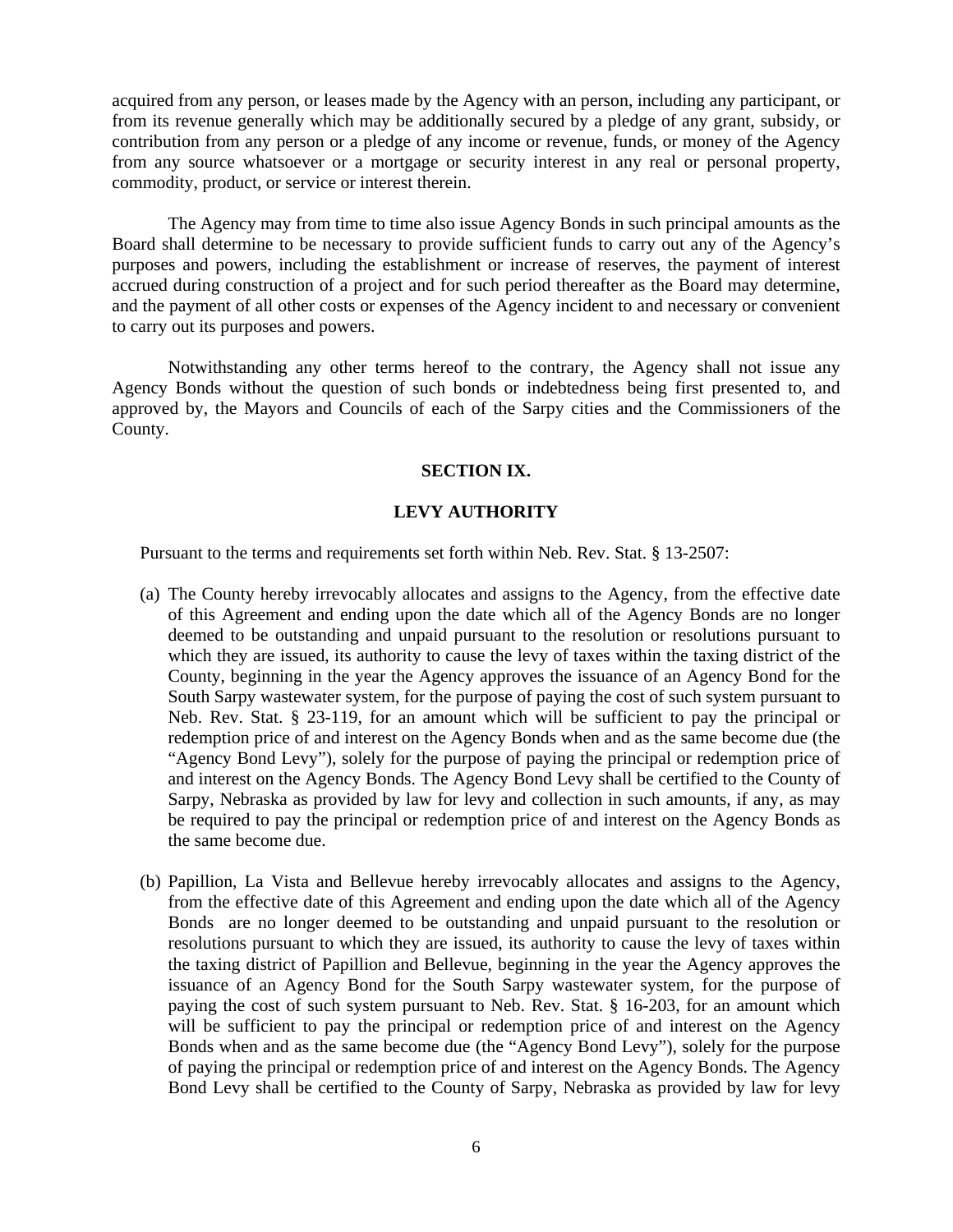acquired from any person, or leases made by the Agency with an person, including any participant, or from its revenue generally which may be additionally secured by a pledge of any grant, subsidy, or contribution from any person or a pledge of any income or revenue, funds, or money of the Agency from any source whatsoever or a mortgage or security interest in any real or personal property, commodity, product, or service or interest therein.

The Agency may from time to time also issue Agency Bonds in such principal amounts as the Board shall determine to be necessary to provide sufficient funds to carry out any of the Agency's purposes and powers, including the establishment or increase of reserves, the payment of interest accrued during construction of a project and for such period thereafter as the Board may determine, and the payment of all other costs or expenses of the Agency incident to and necessary or convenient to carry out its purposes and powers.

Notwithstanding any other terms hereof to the contrary, the Agency shall not issue any Agency Bonds without the question of such bonds or indebtedness being first presented to, and approved by, the Mayors and Councils of each of the Sarpy cities and the Commissioners of the County.

## SECTION IX.

## LEVY AUTHORITY

Pursuant to the terms and requirements set forth within Neb. Rev. Stat. § 13-2507:

(a) The County hereby irrevocably allocates and assigns to the Agency, from the effective date of this Agreement and ending upon the date which all of the Agency Bonds are no longer deemed to be outstanding and unpaid pursuant to the resolution or resolutions pursuant to which they are issued, its authority to cause the levy of taxes within the taxing district of the County, beginning in the year the Agency approves the issuance of an Agency Bond for the South Sarpy wastewater system, for the purpose of paying the cost of such system pursuant to Neb. Rev. Stat. § 23-119, for an amount which will be sufficient to pay the principal or redemption price of and interest on the Agency Bonds when and as the same become due (the "Agency Bond Levy"), solely for the purpose of paying the principal or redemption price of and interest on the Agency Bonds. The Agency Bond Levy shall be certified to the County of Sarpy, Nebraska as provided by law for levy and collection in such amounts, if any, as may be required to pay the principal or redemption price of and interest on the Agency Bonds as the same become due.

(b) Papillion, La Vista and Bellevue hereby irrevocably allocates and assigns to the Agency, from the effective date of this Agreement and ending upon the date which all of the Agency Bonds are no longer deemed to be outstanding and unpaid pursuant to the resolution or resolutions pursuant to which they are issued, its authority to cause the levy of taxes within the taxing district of Papillion and Bellevue, beginning in the year the Agency approves the issuance of an Agency Bond for the South Sarpy wastewater system, for the purpose of paying the cost of such system pursuant to Neb. Rev. Stat. § 16-203, for an amount which will be sufficient to pay the principal or redemption price of and interest on the Agency Bonds when and as the same become due (the "Agency Bond Levy"), solely for the purpose of paying the principal or redemption price of and interest on the Agency Bonds. The Agency Bond Levy shall be certified to the County of Sarpy, Nebraska as provided by law for levy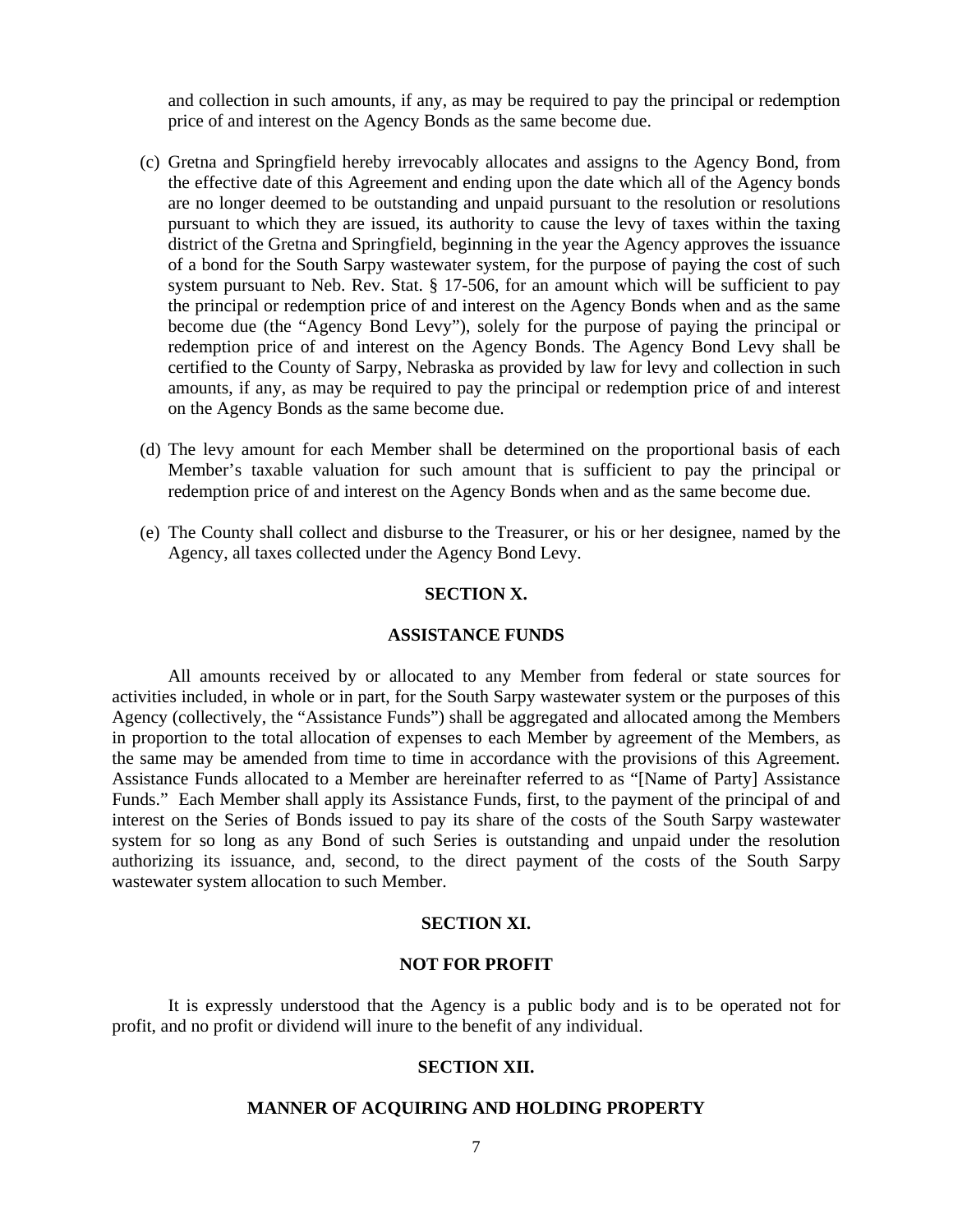and collection in such amounts, if any, as may be required to pay the principal or redemption price of and interest on the Agency Bonds as the same become due.

(c) Gretna and Springfield hereby irrevocably allocates and assigns to the Agency Bond, from the effective date of this Agreement and ending upon the date which all of the Agency bonds are no longer deemed to be outstanding and unpaid pursuant to the resolution or resolutions pursuant to which they are issued, its authority to cause the levy of taxes within the taxing district of the Gretna and Springfield, beginning in the year the Agency approves the issuance of a bond for the South Sarpy wastewater system, for the purpose of paying the cost of such system pursuant to Neb. Rev. Stat. § 17-506, for an amount which will be sufficient to pay the principal or redemption price of and interest on the Agency Bonds when and as the same become due (the "Agency Bond Levy"), solely for the purpose of paying the principal or redemption price of and interest on the Agency Bonds. The Agency Bond Levy shall be certified to the County of Sarpy, Nebraska as provided by law for levy and collection in such amounts, if any, as may be required to pay the principal or redemption price of and interest on the Agency Bonds as the same become due.

(d) The levy amount for each Member shall be determined on the proportional basis of each Member's taxable valuation for such amount that is sufficient to pay the principal or redemption price of and interest on the Agency Bonds when and as the same become due.

(e) The County shall collect and disburse to the Treasurer, or his or her designee, named by the Agency, all taxes collected under the Agency Bond Levy.

**SECTION X.**

**ASSISTANCE FUNDS**

All amounts received by or allocated to any Member from federal or state sources for activities included, in whole or in part, for the South Sarpy wastewater system or the purposes of this Agency (collectively, the "Assistance Funds") shall be aggregated and allocated among the Members in proportion to the total allocation of expenses to each Member by agreement of the Members, as the same may be amended from time to time in accordance with the provisions of this Agreement. Assistance Funds allocated to a Member are hereinafter referred to as "[Name of Party] Assistance Funds." Each Member shall apply its Assistance Funds, first, to the payment of the principal of and interest on the Series of Bonds issued to pay its share of the costs of the South Sarpy wastewater system for so long as any Bond of such Series is outstanding and unpaid under the resolution authorizing its issuance, and, second, to the direct payment of the costs of the South Sarpy wastewater system allocation to such Member.

**SECTION XI.**

**NOT FOR PROFIT**

It is expressly understood that the Agency is a public body and is to be operated not for profit, and no profit or dividend will inure to the benefit of any individual.

**SECTION XII.**

**MANNER OF ACQUIRING AND HOLDING PROPERTY**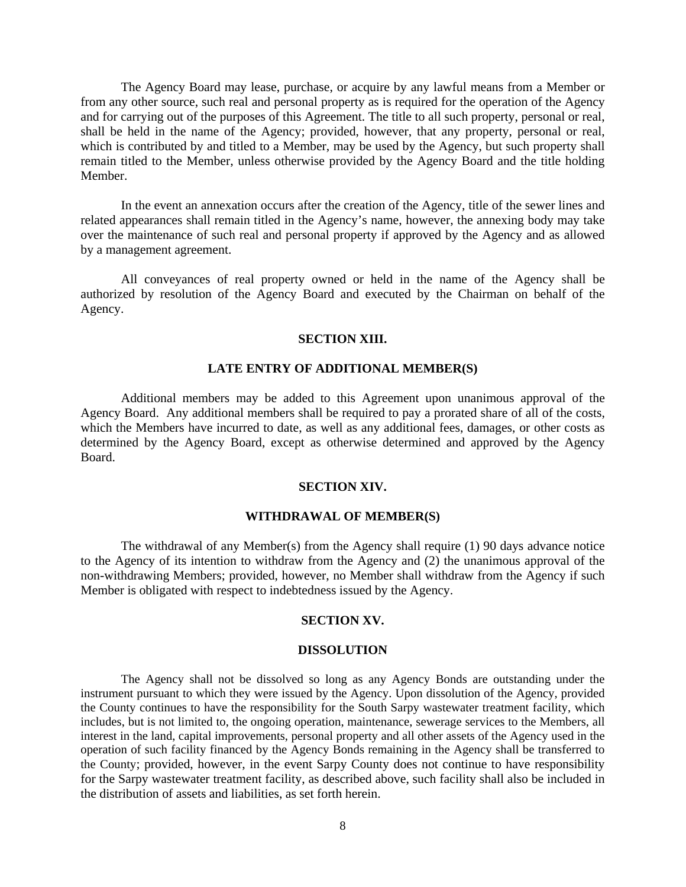The Agency Board may lease, purchase, or acquire by any lawful means from a Member or from any other source, such real and personal property as is required for the operation of the Agency and for carrying out of the purposes of this Agreement. The title to all such property, personal or real, shall be held in the name of the Agency; provided, however, that any property, personal or real, which is contributed by and titled to a Member, may be used by the Agency, but such property shall remain titled to the Member, unless otherwise provided by the Agency Board and the title holding Member.

In the event an annexation occurs after the creation of the Agency, title of the sewer lines and related appearances shall remain titled in the Agency's name, however, the annexing body may take over the maintenance of such real and personal property if approved by the Agency and as allowed by a management agreement.

All conveyances of real property owned or held in the name of the Agency shall be authorized by resolution of the Agency Board and executed by the Chairman on behalf of the Agency.

## SECTION XIII.

## LATE ENTRY OF ADDITIONAL MEMBER(S)

Additional members may be added to this Agreement upon unanimous approval of the Agency Board. Any additional members shall be required to pay a prorated share of all of the costs, which the Members have incurred to date, as well as any additional fees, damages, or other costs as determined by the Agency Board, except as otherwise determined and approved by the Agency Board.

## SECTION XIV.

## WITHDRAWAL OF MEMBER(S)

The withdrawal of any Member(s) from the Agency shall require (1) 90 days advance notice to the Agency of its intention to withdraw from the Agency and (2) the unanimous approval of the non-withdrawing Members; provided, however, no Member shall withdraw from the Agency if such Member is obligated with respect to indebtedness issued by the Agency.

## SECTION XV.

## DISSOLUTION

The Agency shall not be dissolved so long as any Agency Bonds are outstanding under the instrument pursuant to which they were issued by the Agency. Upon dissolution of the Agency, provided the County continues to have the responsibility for the South Sarpy wastewater treatment facility, which includes, but is not limited to, the ongoing operation, maintenance, sewerage services to the Members, all interest in the land, capital improvements, personal property and all other assets of the Agency used in the operation of such facility financed by the Agency Bonds remaining in the Agency shall be transferred to the County; provided, however, in the event Sarpy County does not continue to have responsibility for the Sarpy wastewater treatment facility, as described above, such facility shall also be included in the distribution of assets and liabilities, as set forth herein.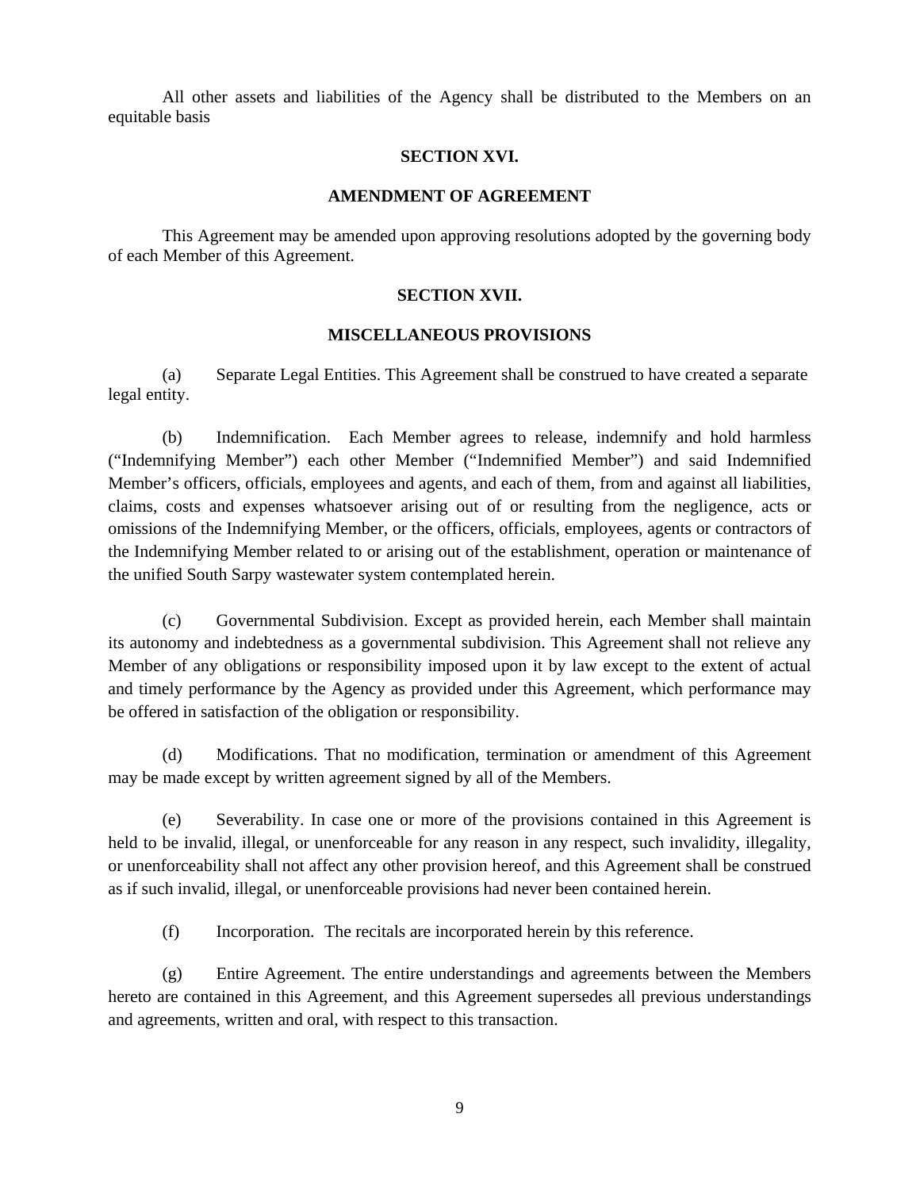All other assets and liabilities of the Agency shall be distributed to the Members on an equitable basis

## SECTION XVI.

## AMENDMENT OF AGREEMENT

This Agreement may be amended upon approving resolutions adopted by the governing body of each Member of this Agreement.

## SECTION XVII.

## MISCELLANEOUS PROVISIONS

(a) Separate Legal Entities. This Agreement shall be construed to have created a separate legal entity.

(b) Indemnification. Each Member agrees to release, indemnify and hold harmless ("Indemnifying Member") each other Member ("Indemnified Member") and said Indemnified Member's officers, officials, employees and agents, and each of them, from and against all liabilities, claims, costs and expenses whatsoever arising out of or resulting from the negligence, acts or omissions of the Indemnifying Member, or the officers, officials, employees, agents or contractors of the Indemnifying Member related to or arising out of the establishment, operation or maintenance of the unified South Sarpy wastewater system contemplated herein.

(c) Governmental Subdivision. Except as provided herein, each Member shall maintain its autonomy and indebtedness as a governmental subdivision. This Agreement shall not relieve any Member of any obligations or responsibility imposed upon it by law except to the extent of actual and timely performance by the Agency as provided under this Agreement, which performance may be offered in satisfaction of the obligation or responsibility.

(d) Modifications. That no modification, termination or amendment of this Agreement may be made except by written agreement signed by all of the Members.

(e) Severability. In case one or more of the provisions contained in this Agreement is held to be invalid, illegal, or unenforceable for any reason in any respect, such invalidity, illegality, or unenforceability shall not affect any other provision hereof, and this Agreement shall be construed as if such invalid, illegal, or unenforceable provisions had never been contained herein.

(f) Incorporation. The recitals are incorporated herein by this reference.

(g) Entire Agreement. The entire understandings and agreements between the Members hereto are contained in this Agreement, and this Agreement supersedes all previous understandings and agreements, written and oral, with respect to this transaction.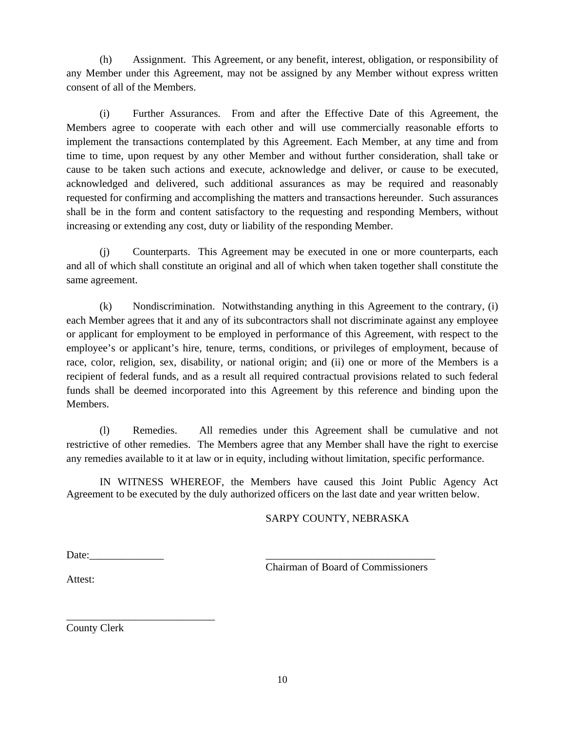(h) Assignment. This Agreement, or any benefit, interest, obligation, or responsibility of any Member under this Agreement, may not be assigned by any Member without express written consent of all of the Members.

(i) Further Assurances. From and after the Effective Date of this Agreement, the Members agree to cooperate with each other and will use commercially reasonable efforts to implement the transactions contemplated by this Agreement. Each Member, at any time and from time to time, upon request by any other Member and without further consideration, shall take or cause to be taken such actions and execute, acknowledge and deliver, or cause to be executed, acknowledged and delivered, such additional assurances as may be required and reasonably requested for confirming and accomplishing the matters and transactions hereunder. Such assurances shall be in the form and content satisfactory to the requesting and responding Members, without increasing or extending any cost, duty or liability of the responding Member.

(j) Counterparts. This Agreement may be executed in one or more counterparts, each and all of which shall constitute an original and all of which when taken together shall constitute the same agreement.

(k) Nondiscrimination. Notwithstanding anything in this Agreement to the contrary, (i) each Member agrees that it and any of its subcontractors shall not discriminate against any employee or applicant for employment to be employed in performance of this Agreement, with respect to the employee's or applicant's hire, tenure, terms, conditions, or privileges of employment, because of race, color, religion, sex, disability, or national origin; and (ii) one or more of the Members is a recipient of federal funds, and as a result all required contractual provisions related to such federal funds shall be deemed incorporated into this Agreement by this reference and binding upon the Members.

(l) Remedies. All remedies under this Agreement shall be cumulative and not restrictive of other remedies. The Members agree that any Member shall have the right to exercise any remedies available to it at law or in equity, including without limitation, specific performance.

IN WITNESS WHEREOF, the Members have caused this Joint Public Agency Act Agreement to be executed by the duly authorized officers on the last date and year written below.

SARPY COUNTY, NEBRASKA

Date:______________

________________________________
Chairman of Board of Commissioners

Attest:

____________________________
County Clerk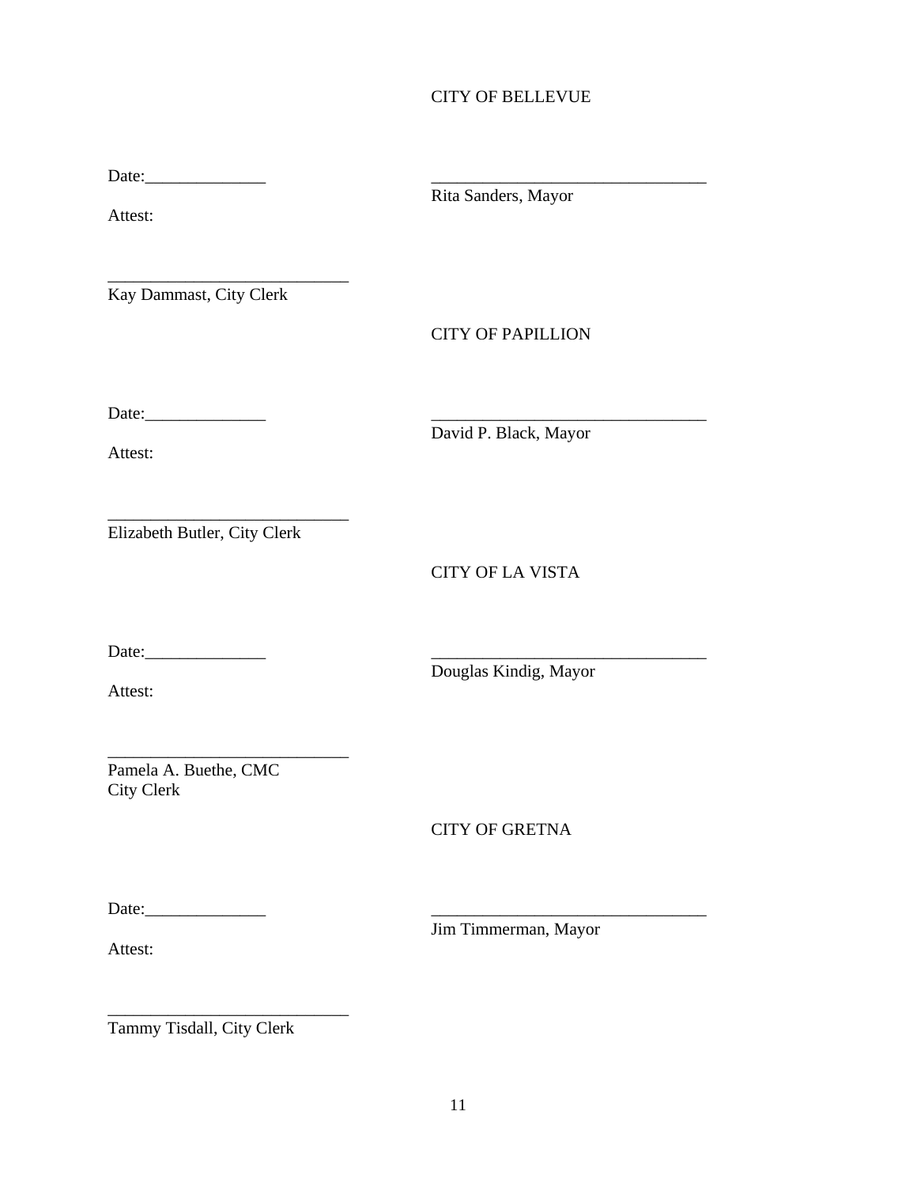CITY OF BELLEVUE

Date:______________

_________________________________
Rita Sanders, Mayor

Attest:

____________________________
Kay Dammast, City Clerk

CITY OF PAPILLION

Date:______________

_________________________________
David P. Black, Mayor

Attest:

____________________________
Elizabeth Butler, City Clerk

CITY OF LA VISTA

Date:______________

_________________________________
Douglas Kindig, Mayor

Attest:

____________________________
Pamela A. Buethe, CMC
City Clerk

CITY OF GRETNA

Date:______________

_________________________________
Jim Timmerman, Mayor

Attest:

____________________________
Tammy Tisdall, City Clerk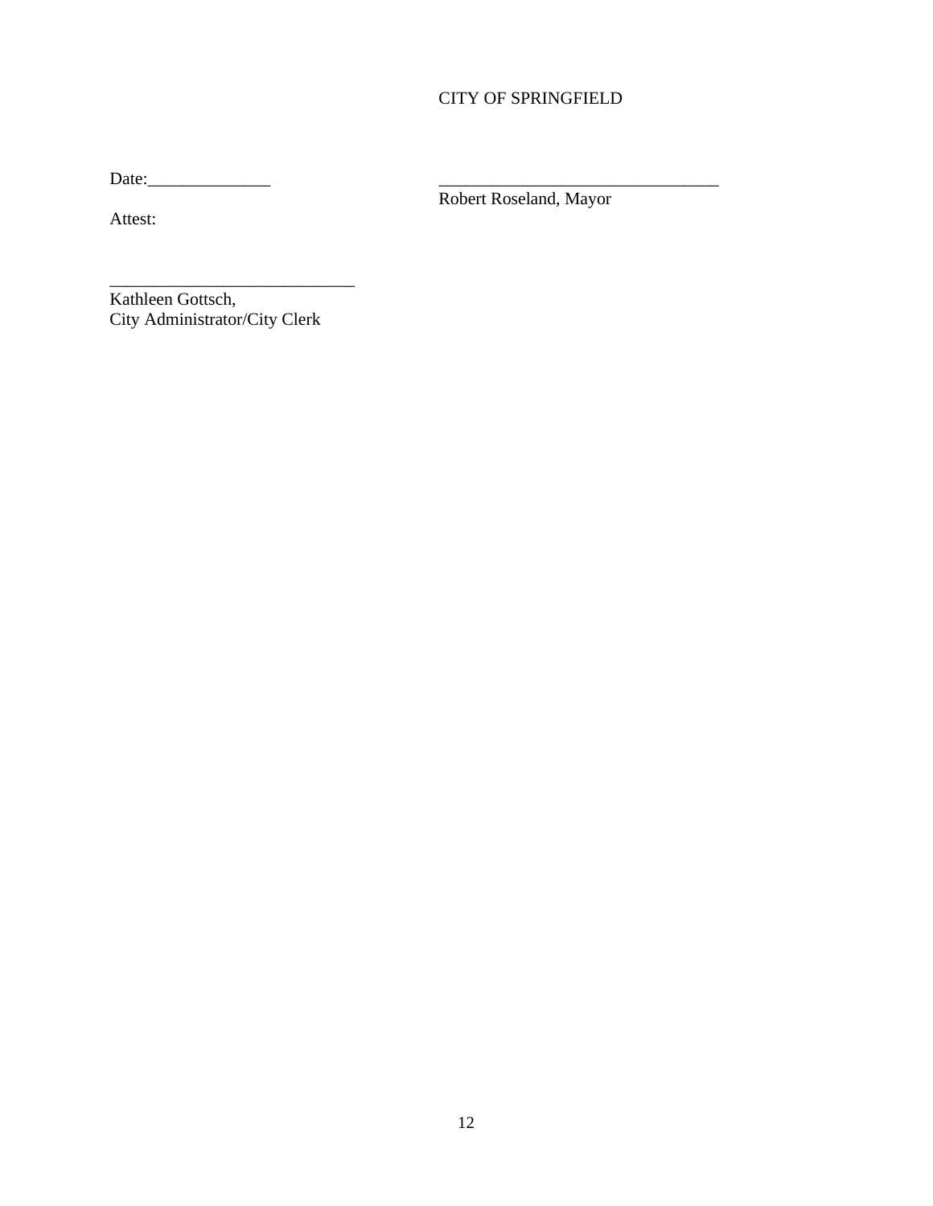CITY OF SPRINGFIELD

Date:______________

_________________________________
Robert Roseland, Mayor

Attest:

____________________________
Kathleen Gottsch,
City Administrator/City Clerk